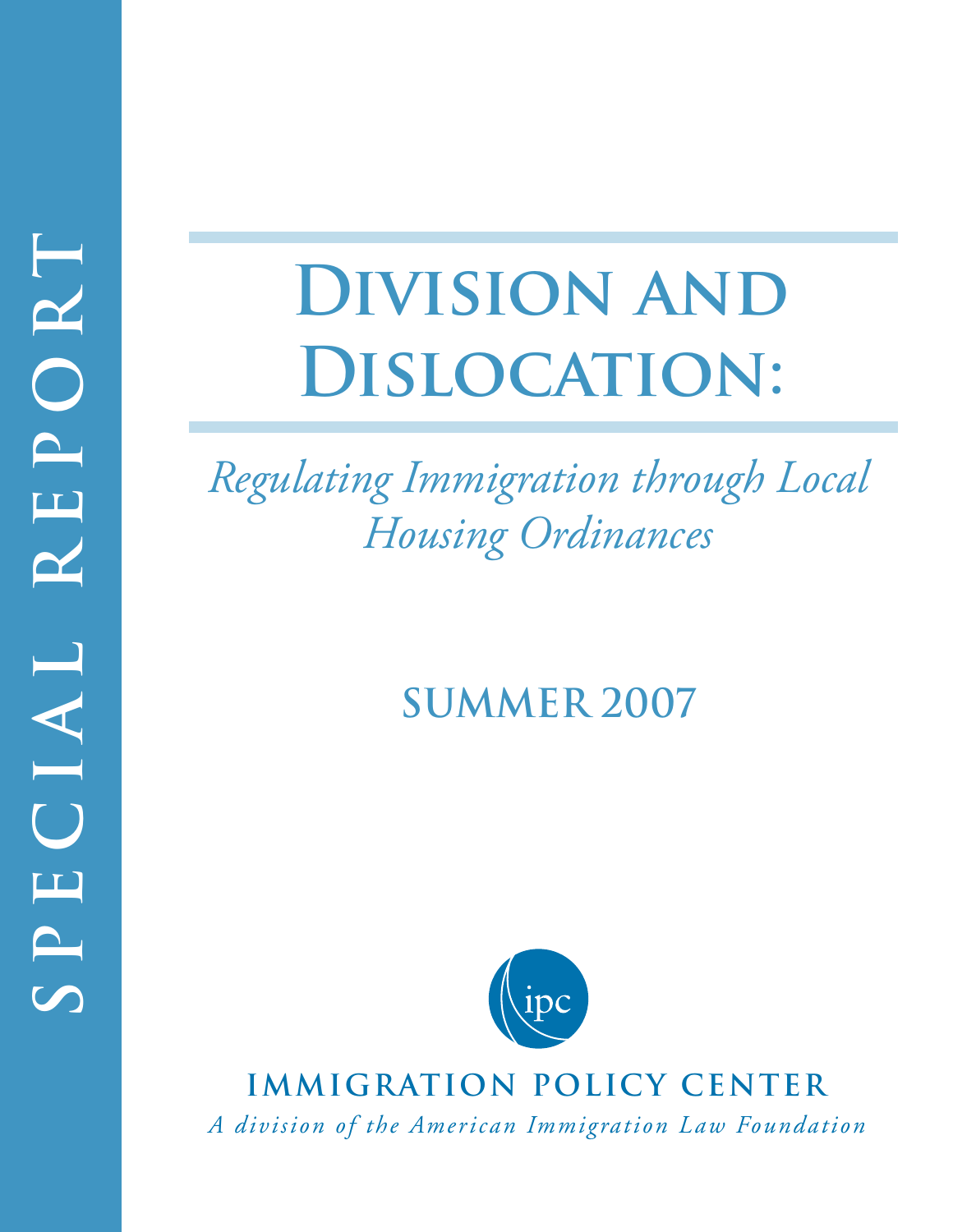SPECIAL REPORT

# Division and Dislocation:

*Regulating Immigration through Local Housing Ordinances*

**SUMMER 2007**

ipc

**IMMIGRATION POLICY CENTER**

*A division of the American Immigration Law Foundation*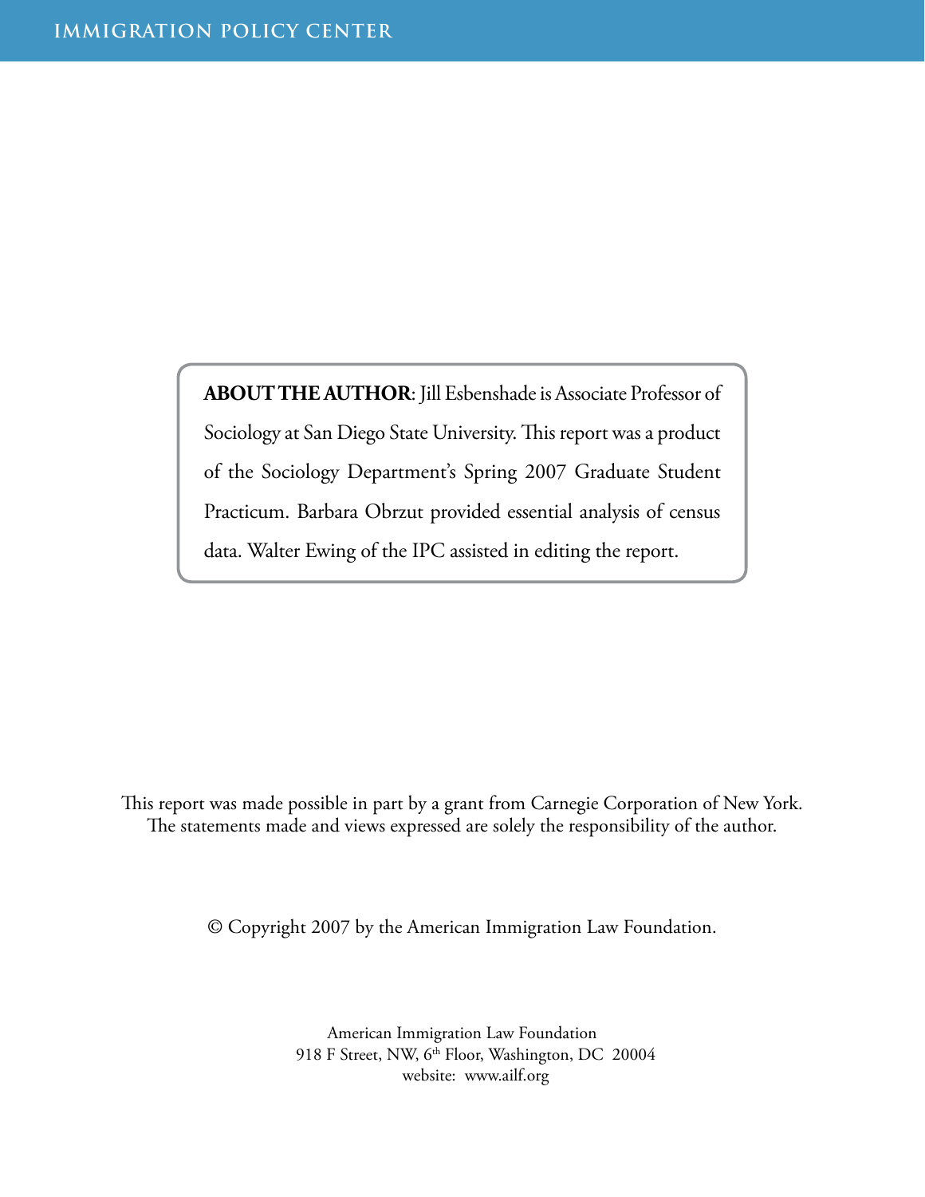**ABOUT THE AUTHOR**: Jill Esbenshade is Associate Professor of Sociology at San Diego State University. This report was a product of the Sociology Department's Spring 2007 Graduate Student Practicum. Barbara Obrzut provided essential analysis of census data. Walter Ewing of the IPC assisted in editing the report.

This report was made possible in part by a grant from Carnegie Corporation of New York. The statements made and views expressed are solely the responsibility of the author.

© Copyright 2007 by the American Immigration Law Foundation.

American Immigration Law Foundation
918 F Street, NW, 6th Floor, Washington, DC 20004
website: www.ailf.org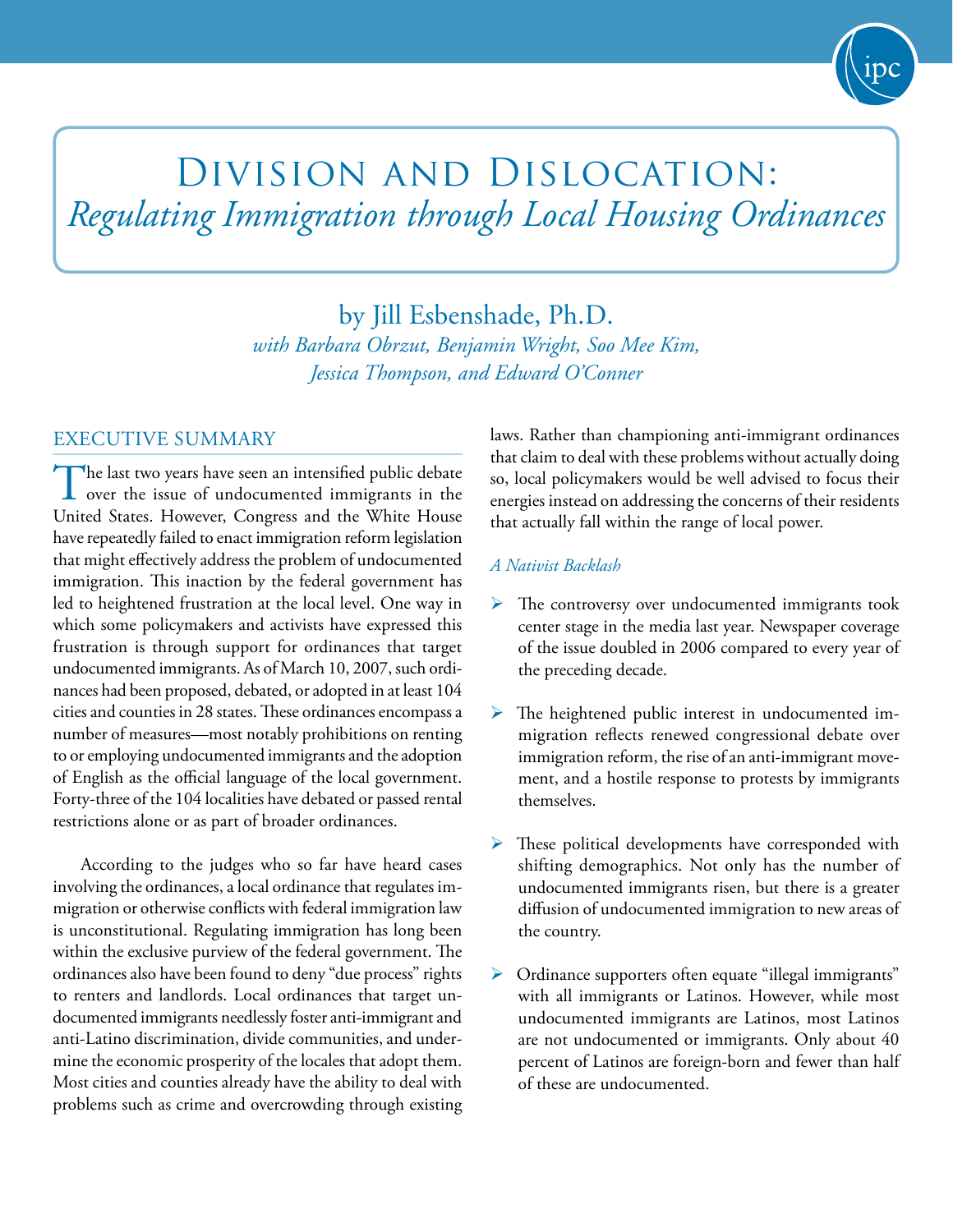# Division and Dislocation: *Regulating Immigration through Local Housing Ordinances*

by Jill Esbenshade, Ph.D.

*with Barbara Obrzut, Benjamin Wright, Soo Mee Kim, Jessica Thompson, and Edward O'Conner*

## EXECUTIVE SUMMARY

The last two years have seen an intensified public debate over the issue of undocumented immigrants in the United States. However, Congress and the White House have repeatedly failed to enact immigration reform legislation that might effectively address the problem of undocumented immigration. This inaction by the federal government has led to heightened frustration at the local level. One way in which some policymakers and activists have expressed this frustration is through support for ordinances that target undocumented immigrants. As of March 10, 2007, such ordinances had been proposed, debated, or adopted in at least 104 cities and counties in 28 states. These ordinances encompass a number of measures—most notably prohibitions on renting to or employing undocumented immigrants and the adoption of English as the official language of the local government. Forty-three of the 104 localities have debated or passed rental restrictions alone or as part of broader ordinances.

According to the judges who so far have heard cases involving the ordinances, a local ordinance that regulates immigration or otherwise conflicts with federal immigration law is unconstitutional. Regulating immigration has long been within the exclusive purview of the federal government. The ordinances also have been found to deny "due process" rights to renters and landlords. Local ordinances that target undocumented immigrants needlessly foster anti-immigrant and anti-Latino discrimination, divide communities, and undermine the economic prosperity of the locales that adopt them. Most cities and counties already have the ability to deal with problems such as crime and overcrowding through existing laws. Rather than championing anti-immigrant ordinances that claim to deal with these problems without actually doing so, local policymakers would be well advised to focus their energies instead on addressing the concerns of their residents that actually fall within the range of local power.

### *A Nativist Backlash*

- The controversy over undocumented immigrants took center stage in the media last year. Newspaper coverage of the issue doubled in 2006 compared to every year of the preceding decade.
- The heightened public interest in undocumented immigration reflects renewed congressional debate over immigration reform, the rise of an anti-immigrant movement, and a hostile response to protests by immigrants themselves.
- These political developments have corresponded with shifting demographics. Not only has the number of undocumented immigrants risen, but there is a greater diffusion of undocumented immigration to new areas of the country.
- Ordinance supporters often equate "illegal immigrants" with all immigrants or Latinos. However, while most undocumented immigrants are Latinos, most Latinos are not undocumented or immigrants. Only about 40 percent of Latinos are foreign-born and fewer than half of these are undocumented.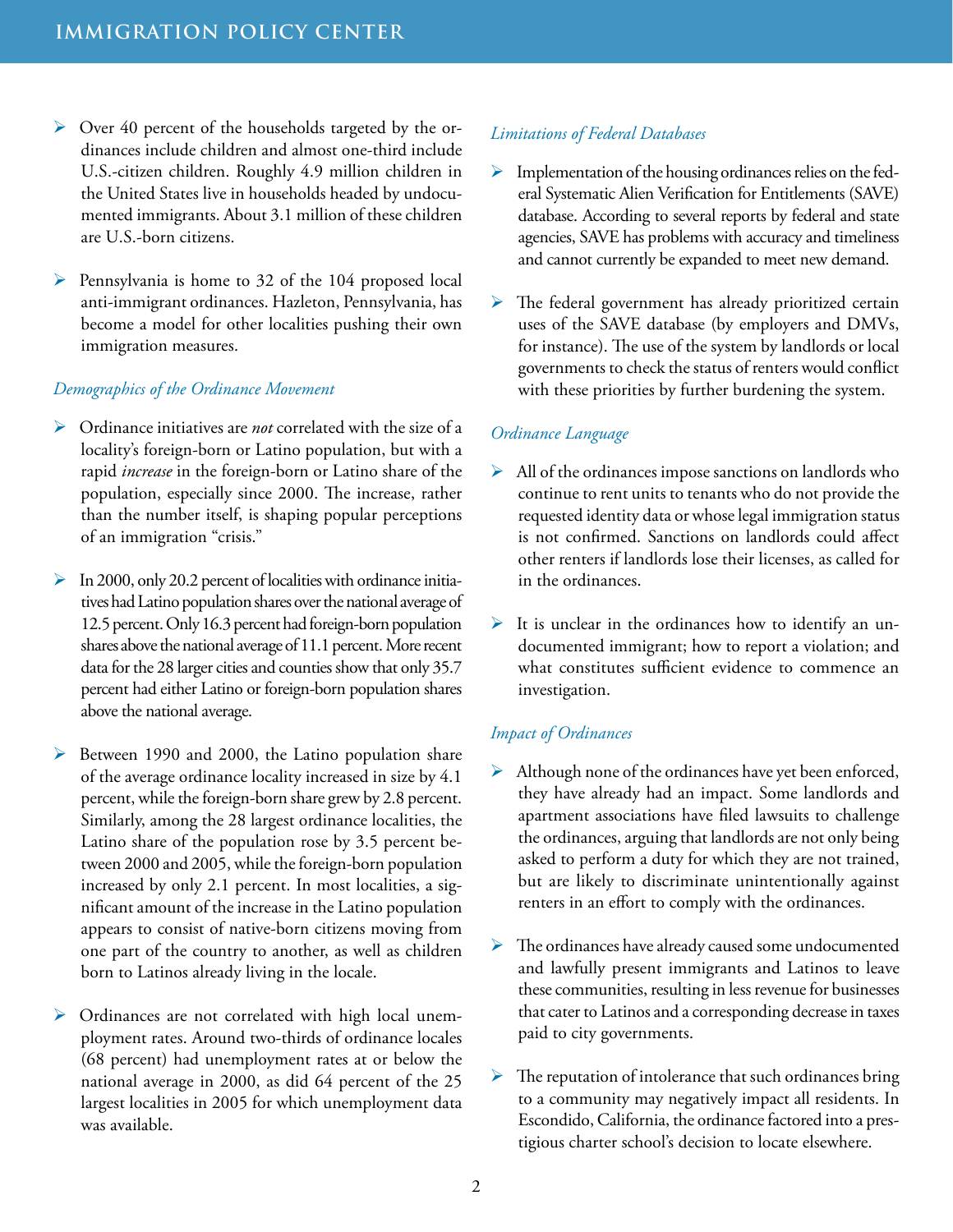- Over 40 percent of the households targeted by the ordinances include children and almost one-third include U.S.-citizen children. Roughly 4.9 million children in the United States live in households headed by undocumented immigrants. About 3.1 million of these children are U.S.-born citizens.

- Pennsylvania is home to 32 of the 104 proposed local anti-immigrant ordinances. Hazleton, Pennsylvania, has become a model for other localities pushing their own immigration measures.

*Demographics of the Ordinance Movement*

- Ordinance initiatives are *not* correlated with the size of a locality's foreign-born or Latino population, but with a rapid *increase* in the foreign-born or Latino share of the population, especially since 2000. The increase, rather than the number itself, is shaping popular perceptions of an immigration "crisis."

- In 2000, only 20.2 percent of localities with ordinance initiatives had Latino population shares over the national average of 12.5 percent. Only 16.3 percent had foreign-born population shares above the national average of 11.1 percent. More recent data for the 28 larger cities and counties show that only 35.7 percent had either Latino or foreign-born population shares above the national average.

- Between 1990 and 2000, the Latino population share of the average ordinance locality increased in size by 4.1 percent, while the foreign-born share grew by 2.8 percent. Similarly, among the 28 largest ordinance localities, the Latino share of the population rose by 3.5 percent between 2000 and 2005, while the foreign-born population increased by only 2.1 percent. In most localities, a significant amount of the increase in the Latino population appears to consist of native-born citizens moving from one part of the country to another, as well as children born to Latinos already living in the locale.

- Ordinances are not correlated with high local unemployment rates. Around two-thirds of ordinance locales (68 percent) had unemployment rates at or below the national average in 2000, as did 64 percent of the 25 largest localities in 2005 for which unemployment data was available.

*Limitations of Federal Databases*

- Implementation of the housing ordinances relies on the federal Systematic Alien Verification for Entitlements (SAVE) database. According to several reports by federal and state agencies, SAVE has problems with accuracy and timeliness and cannot currently be expanded to meet new demand.

- The federal government has already prioritized certain uses of the SAVE database (by employers and DMVs, for instance). The use of the system by landlords or local governments to check the status of renters would conflict with these priorities by further burdening the system.

*Ordinance Language*

- All of the ordinances impose sanctions on landlords who continue to rent units to tenants who do not provide the requested identity data or whose legal immigration status is not confirmed. Sanctions on landlords could affect other renters if landlords lose their licenses, as called for in the ordinances.

- It is unclear in the ordinances how to identify an undocumented immigrant; how to report a violation; and what constitutes sufficient evidence to commence an investigation.

*Impact of Ordinances*

- Although none of the ordinances have yet been enforced, they have already had an impact. Some landlords and apartment associations have filed lawsuits to challenge the ordinances, arguing that landlords are not only being asked to perform a duty for which they are not trained, but are likely to discriminate unintentionally against renters in an effort to comply with the ordinances.

- The ordinances have already caused some undocumented and lawfully present immigrants and Latinos to leave these communities, resulting in less revenue for businesses that cater to Latinos and a corresponding decrease in taxes paid to city governments.

- The reputation of intolerance that such ordinances bring to a community may negatively impact all residents. In Escondido, California, the ordinance factored into a prestigious charter school's decision to locate elsewhere.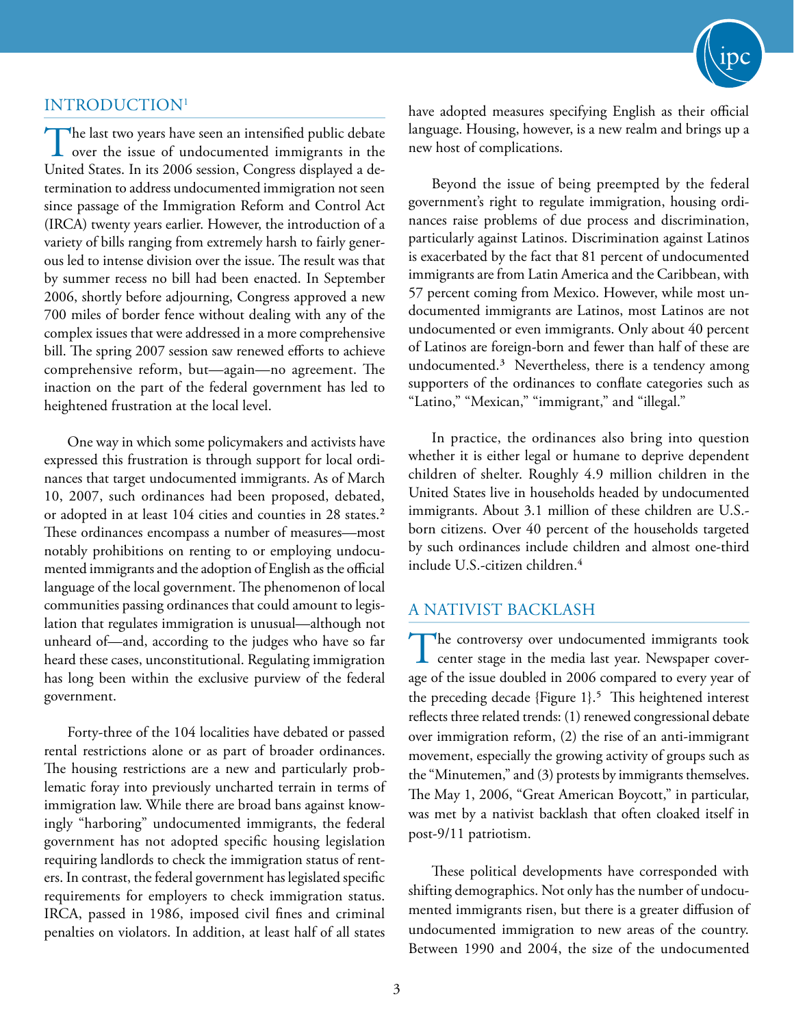## INTRODUCTION[1]

The last two years have seen an intensified public debate over the issue of undocumented immigrants in the United States. In its 2006 session, Congress displayed a determination to address undocumented immigration not seen since passage of the Immigration Reform and Control Act (IRCA) twenty years earlier. However, the introduction of a variety of bills ranging from extremely harsh to fairly generous led to intense division over the issue. The result was that by summer recess no bill had been enacted. In September 2006, shortly before adjourning, Congress approved a new 700 miles of border fence without dealing with any of the complex issues that were addressed in a more comprehensive bill. The spring 2007 session saw renewed efforts to achieve comprehensive reform, but—again—no agreement. The inaction on the part of the federal government has led to heightened frustration at the local level.

One way in which some policymakers and activists have expressed this frustration is through support for local ordinances that target undocumented immigrants. As of March 10, 2007, such ordinances had been proposed, debated, or adopted in at least 104 cities and counties in 28 states.[2] These ordinances encompass a number of measures—most notably prohibitions on renting to or employing undocumented immigrants and the adoption of English as the official language of the local government. The phenomenon of local communities passing ordinances that could amount to legislation that regulates immigration is unusual—although not unheard of—and, according to the judges who have so far heard these cases, unconstitutional. Regulating immigration has long been within the exclusive purview of the federal government.

Forty-three of the 104 localities have debated or passed rental restrictions alone or as part of broader ordinances. The housing restrictions are a new and particularly problematic foray into previously uncharted terrain in terms of immigration law. While there are broad bans against knowingly "harboring" undocumented immigrants, the federal government has not adopted specific housing legislation requiring landlords to check the immigration status of renters. In contrast, the federal government has legislated specific requirements for employers to check immigration status. IRCA, passed in 1986, imposed civil fines and criminal penalties on violators. In addition, at least half of all states have adopted measures specifying English as their official language. Housing, however, is a new realm and brings up a new host of complications.

Beyond the issue of being preempted by the federal government's right to regulate immigration, housing ordinances raise problems of due process and discrimination, particularly against Latinos. Discrimination against Latinos is exacerbated by the fact that 81 percent of undocumented immigrants are from Latin America and the Caribbean, with 57 percent coming from Mexico. However, while most undocumented immigrants are Latinos, most Latinos are not undocumented or even immigrants. Only about 40 percent of Latinos are foreign-born and fewer than half of these are undocumented.[3] Nevertheless, there is a tendency among supporters of the ordinances to conflate categories such as "Latino," "Mexican," "immigrant," and "illegal."

In practice, the ordinances also bring into question whether it is either legal or humane to deprive dependent children of shelter. Roughly 4.9 million children in the United States live in households headed by undocumented immigrants. About 3.1 million of these children are U.S.-born citizens. Over 40 percent of the households targeted by such ordinances include children and almost one-third include U.S.-citizen children.[4]

## A NATIVIST BACKLASH

The controversy over undocumented immigrants took center stage in the media last year. Newspaper coverage of the issue doubled in 2006 compared to every year of the preceding decade {Figure 1}.[5] This heightened interest reflects three related trends: (1) renewed congressional debate over immigration reform, (2) the rise of an anti-immigrant movement, especially the growing activity of groups such as the "Minutemen," and (3) protests by immigrants themselves. The May 1, 2006, "Great American Boycott," in particular, was met by a nativist backlash that often cloaked itself in post-9/11 patriotism.

These political developments have corresponded with shifting demographics. Not only has the number of undocumented immigrants risen, but there is a greater diffusion of undocumented immigration to new areas of the country. Between 1990 and 2004, the size of the undocumented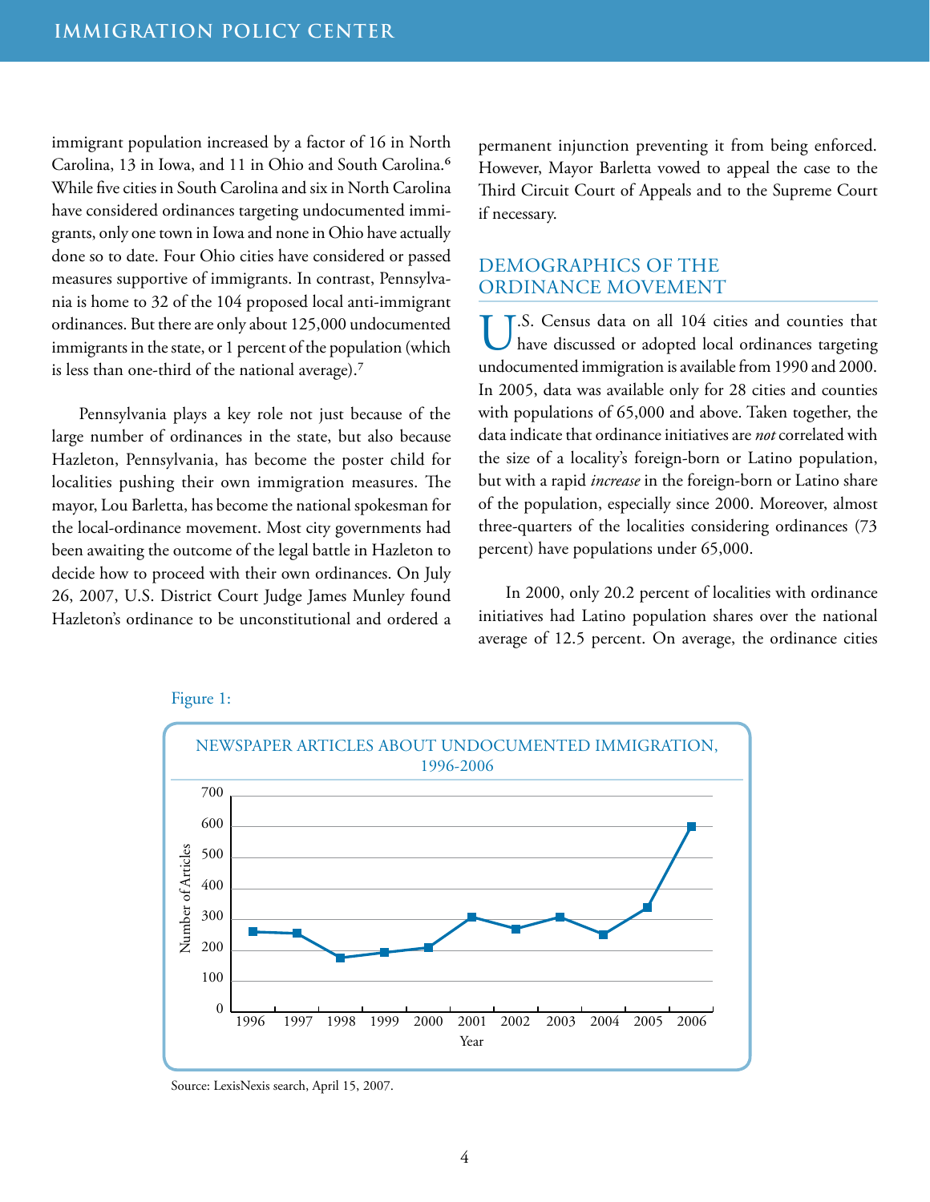immigrant population increased by a factor of 16 in North Carolina, 13 in Iowa, and 11 in Ohio and South Carolina.[6] While five cities in South Carolina and six in North Carolina have considered ordinances targeting undocumented immigrants, only one town in Iowa and none in Ohio have actually done so to date. Four Ohio cities have considered or passed measures supportive of immigrants. In contrast, Pennsylvania is home to 32 of the 104 proposed local anti-immigrant ordinances. But there are only about 125,000 undocumented immigrants in the state, or 1 percent of the population (which is less than one-third of the national average).[7]

Pennsylvania plays a key role not just because of the large number of ordinances in the state, but also because Hazleton, Pennsylvania, has become the poster child for localities pushing their own immigration measures. The mayor, Lou Barletta, has become the national spokesman for the local-ordinance movement. Most city governments had been awaiting the outcome of the legal battle in Hazleton to decide how to proceed with their own ordinances. On July 26, 2007, U.S. District Court Judge James Munley found Hazleton's ordinance to be unconstitutional and ordered a permanent injunction preventing it from being enforced. However, Mayor Barletta vowed to appeal the case to the Third Circuit Court of Appeals and to the Supreme Court if necessary.

## DEMOGRAPHICS OF THE ORDINANCE MOVEMENT

U.S. Census data on all 104 cities and counties that have discussed or adopted local ordinances targeting undocumented immigration is available from 1990 and 2000. In 2005, data was available only for 28 cities and counties with populations of 65,000 and above. Taken together, the data indicate that ordinance initiatives are *not* correlated with the size of a locality's foreign-born or Latino population, but with a rapid *increase* in the foreign-born or Latino share of the population, especially since 2000. Moreover, almost three-quarters of the localities considering ordinances (73 percent) have populations under 65,000.

In 2000, only 20.2 percent of localities with ordinance initiatives had Latino population shares over the national average of 12.5 percent. On average, the ordinance cities

Figure 1:

NEWSPAPER ARTICLES ABOUT UNDOCUMENTED IMMIGRATION, 1996-2006

Source: LexisNexis search, April 15, 2007.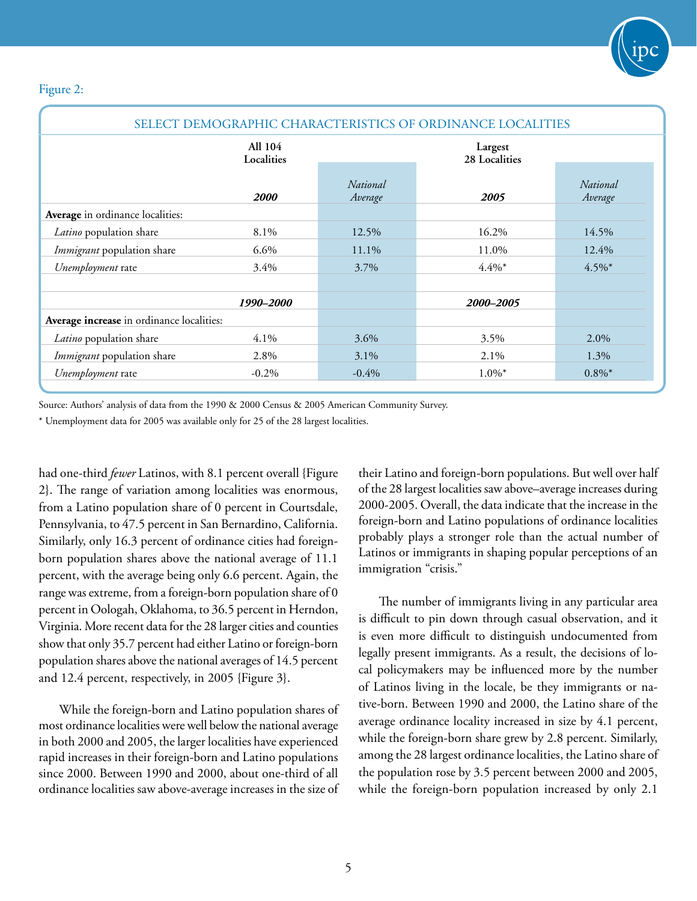Figure 2:

SELECT DEMOGRAPHIC CHARACTERISTICS OF ORDINANCE LOCALITIES

| | All 104 Localities | | Largest 28 Localities | |
|---|---|---|---|---|
| | **2000** | *National Average* | **2005** | *National Average* |
| **Average** in ordinance localities: | | | | |
| *Latino* population share | 8.1% | 12.5% | 16.2% | 14.5% |
| *Immigrant* population share | 6.6% | 11.1% | 11.0% | 12.4% |
| *Unemployment* rate | 3.4% | 3.7% | 4.4%* | 4.5%* |
| | | | | |
| | **1990–2000** | | **2000–2005** | |
| **Average increase** in ordinance localities: | | | | |
| *Latino* population share | 4.1% | 3.6% | 3.5% | 2.0% |
| *Immigrant* population share | 2.8% | 3.1% | 2.1% | 1.3% |
| *Unemployment* rate | -0.2% | -0.4% | 1.0%* | 0.8%* |

Source: Authors' analysis of data from the 1990 & 2000 Census & 2005 American Community Survey.

* Unemployment data for 2005 was available only for 25 of the 28 largest localities.

had one-third *fewer* Latinos, with 8.1 percent overall {Figure 2}. The range of variation among localities was enormous, from a Latino population share of 0 percent in Courtsdale, Pennsylvania, to 47.5 percent in San Bernardino, California. Similarly, only 16.3 percent of ordinance cities had foreign-born population shares above the national average of 11.1 percent, with the average being only 6.6 percent. Again, the range was extreme, from a foreign-born population share of 0 percent in Oologah, Oklahoma, to 36.5 percent in Herndon, Virginia. More recent data for the 28 larger cities and counties show that only 35.7 percent had either Latino or foreign-born population shares above the national averages of 14.5 percent and 12.4 percent, respectively, in 2005 {Figure 3}.

While the foreign-born and Latino population shares of most ordinance localities were well below the national average in both 2000 and 2005, the larger localities have experienced rapid increases in their foreign-born and Latino populations since 2000. Between 1990 and 2000, about one-third of all ordinance localities saw above-average increases in the size of their Latino and foreign-born populations. But well over half of the 28 largest localities saw above–average increases during 2000-2005. Overall, the data indicate that the increase in the foreign-born and Latino populations of ordinance localities probably plays a stronger role than the actual number of Latinos or immigrants in shaping popular perceptions of an immigration "crisis."

The number of immigrants living in any particular area is difficult to pin down through casual observation, and it is even more difficult to distinguish undocumented from legally present immigrants. As a result, the decisions of local policymakers may be influenced more by the number of Latinos living in the locale, be they immigrants or native-born. Between 1990 and 2000, the Latino share of the average ordinance locality increased in size by 4.1 percent, while the foreign-born share grew by 2.8 percent. Similarly, among the 28 largest ordinance localities, the Latino share of the population rose by 3.5 percent between 2000 and 2005, while the foreign-born population increased by only 2.1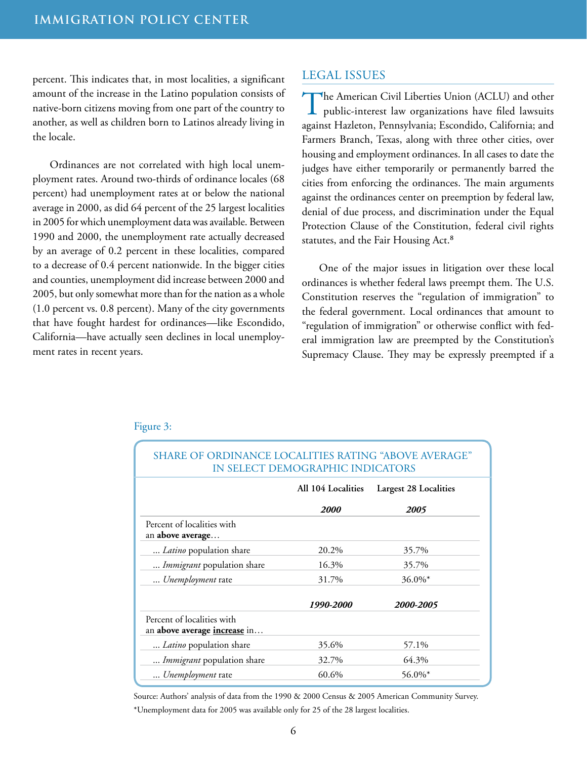percent. This indicates that, in most localities, a significant amount of the increase in the Latino population consists of native-born citizens moving from one part of the country to another, as well as children born to Latinos already living in the locale.

Ordinances are not correlated with high local unemployment rates. Around two-thirds of ordinance locales (68 percent) had unemployment rates at or below the national average in 2000, as did 64 percent of the 25 largest localities in 2005 for which unemployment data was available. Between 1990 and 2000, the unemployment rate actually decreased by an average of 0.2 percent in these localities, compared to a decrease of 0.4 percent nationwide. In the bigger cities and counties, unemployment did increase between 2000 and 2005, but only somewhat more than for the nation as a whole (1.0 percent vs. 0.8 percent). Many of the city governments that have fought hardest for ordinances—like Escondido, California—have actually seen declines in local unemployment rates in recent years.

## LEGAL ISSUES

The American Civil Liberties Union (ACLU) and other public-interest law organizations have filed lawsuits against Hazleton, Pennsylvania; Escondido, California; and Farmers Branch, Texas, along with three other cities, over housing and employment ordinances. In all cases to date the judges have either temporarily or permanently barred the cities from enforcing the ordinances. The main arguments against the ordinances center on preemption by federal law, denial of due process, and discrimination under the Equal Protection Clause of the Constitution, federal civil rights statutes, and the Fair Housing Act.[8]

One of the major issues in litigation over these local ordinances is whether federal laws preempt them. The U.S. Constitution reserves the "regulation of immigration" to the federal government. Local ordinances that amount to "regulation of immigration" or otherwise conflict with federal immigration law are preempted by the Constitution's Supremacy Clause. They may be expressly preempted if a

Figure 3:

**SHARE OF ORDINANCE LOCALITIES RATING "ABOVE AVERAGE" IN SELECT DEMOGRAPHIC INDICATORS**

| | All 104 Localities | Largest 28 Localities |
|---|---|---|
| | ***2000*** | ***2005*** |
| Percent of localities with an **above average**… | | |
| ... *Latino* population share | 20.2% | 35.7% |
| ... *Immigrant* population share | 16.3% | 35.7% |
| ... *Unemployment* rate | 31.7% | 36.0%* |
| | ***1990-2000*** | ***2000-2005*** |
| Percent of localities with an **above average increase** in… | | |
| ... *Latino* population share | 35.6% | 57.1% |
| ... *Immigrant* population share | 32.7% | 64.3% |
| ... *Unemployment* rate | 60.6% | 56.0%* |

Source: Authors' analysis of data from the 1990 & 2000 Census & 2005 American Community Survey.
*Unemployment data for 2005 was available only for 25 of the 28 largest localities.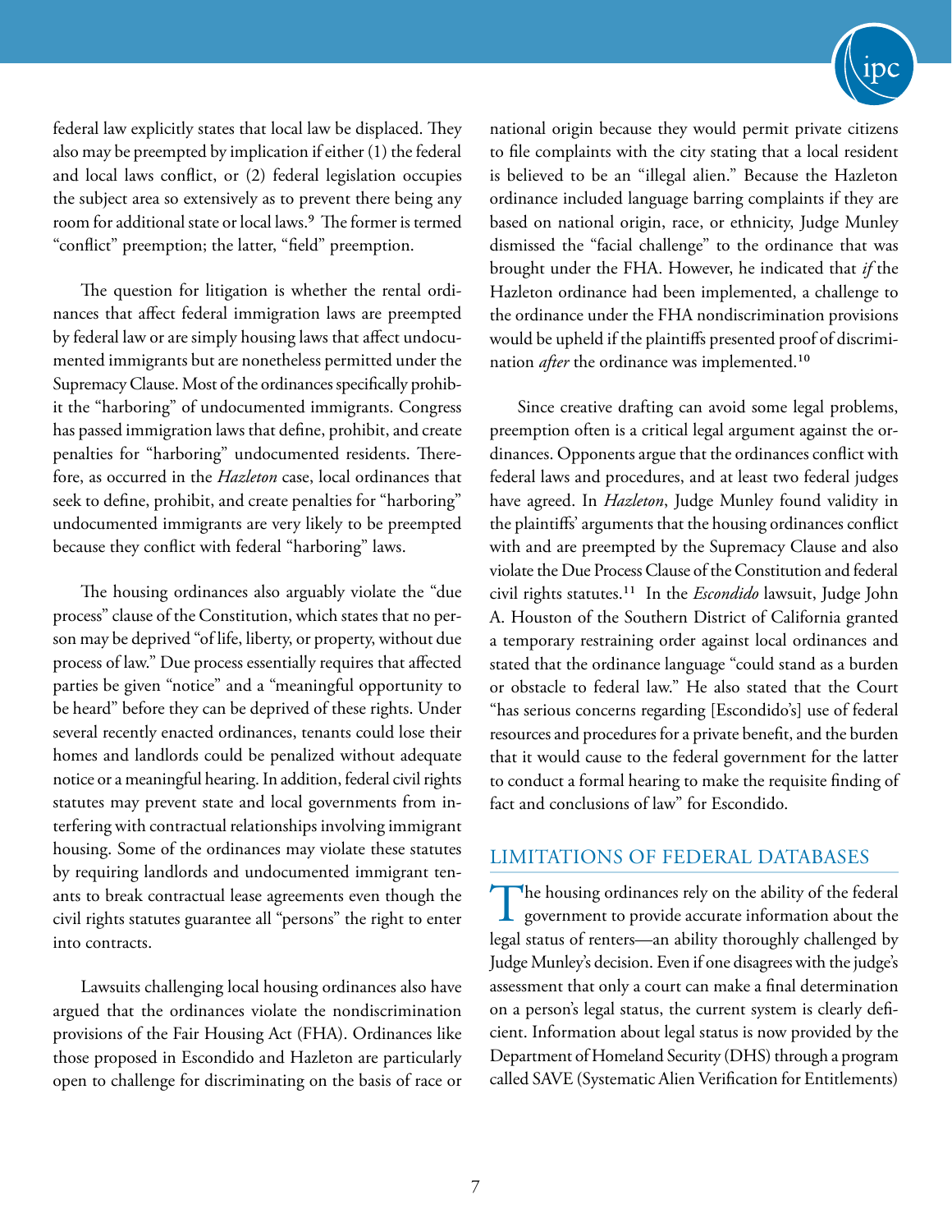federal law explicitly states that local law be displaced. They also may be preempted by implication if either (1) the federal and local laws conflict, or (2) federal legislation occupies the subject area so extensively as to prevent there being any room for additional state or local laws.[9] The former is termed "conflict" preemption; the latter, "field" preemption.

The question for litigation is whether the rental ordinances that affect federal immigration laws are preempted by federal law or are simply housing laws that affect undocumented immigrants but are nonetheless permitted under the Supremacy Clause. Most of the ordinances specifically prohibit the "harboring" of undocumented immigrants. Congress has passed immigration laws that define, prohibit, and create penalties for "harboring" undocumented residents. Therefore, as occurred in the *Hazleton* case, local ordinances that seek to define, prohibit, and create penalties for "harboring" undocumented immigrants are very likely to be preempted because they conflict with federal "harboring" laws.

The housing ordinances also arguably violate the "due process" clause of the Constitution, which states that no person may be deprived "of life, liberty, or property, without due process of law." Due process essentially requires that affected parties be given "notice" and a "meaningful opportunity to be heard" before they can be deprived of these rights. Under several recently enacted ordinances, tenants could lose their homes and landlords could be penalized without adequate notice or a meaningful hearing. In addition, federal civil rights statutes may prevent state and local governments from interfering with contractual relationships involving immigrant housing. Some of the ordinances may violate these statutes by requiring landlords and undocumented immigrant tenants to break contractual lease agreements even though the civil rights statutes guarantee all "persons" the right to enter into contracts.

Lawsuits challenging local housing ordinances also have argued that the ordinances violate the nondiscrimination provisions of the Fair Housing Act (FHA). Ordinances like those proposed in Escondido and Hazleton are particularly open to challenge for discriminating on the basis of race or national origin because they would permit private citizens to file complaints with the city stating that a local resident is believed to be an "illegal alien." Because the Hazleton ordinance included language barring complaints if they are based on national origin, race, or ethnicity, Judge Munley dismissed the "facial challenge" to the ordinance that was brought under the FHA. However, he indicated that *if* the Hazleton ordinance had been implemented, a challenge to the ordinance under the FHA nondiscrimination provisions would be upheld if the plaintiffs presented proof of discrimination *after* the ordinance was implemented.[10]

Since creative drafting can avoid some legal problems, preemption often is a critical legal argument against the ordinances. Opponents argue that the ordinances conflict with federal laws and procedures, and at least two federal judges have agreed. In *Hazleton*, Judge Munley found validity in the plaintiffs' arguments that the housing ordinances conflict with and are preempted by the Supremacy Clause and also violate the Due Process Clause of the Constitution and federal civil rights statutes.[11] In the *Escondido* lawsuit, Judge John A. Houston of the Southern District of California granted a temporary restraining order against local ordinances and stated that the ordinance language "could stand as a burden or obstacle to federal law." He also stated that the Court "has serious concerns regarding [Escondido's] use of federal resources and procedures for a private benefit, and the burden that it would cause to the federal government for the latter to conduct a formal hearing to make the requisite finding of fact and conclusions of law" for Escondido.

## LIMITATIONS OF FEDERAL DATABASES

The housing ordinances rely on the ability of the federal government to provide accurate information about the legal status of renters—an ability thoroughly challenged by Judge Munley's decision. Even if one disagrees with the judge's assessment that only a court can make a final determination on a person's legal status, the current system is clearly deficient. Information about legal status is now provided by the Department of Homeland Security (DHS) through a program called SAVE (Systematic Alien Verification for Entitlements)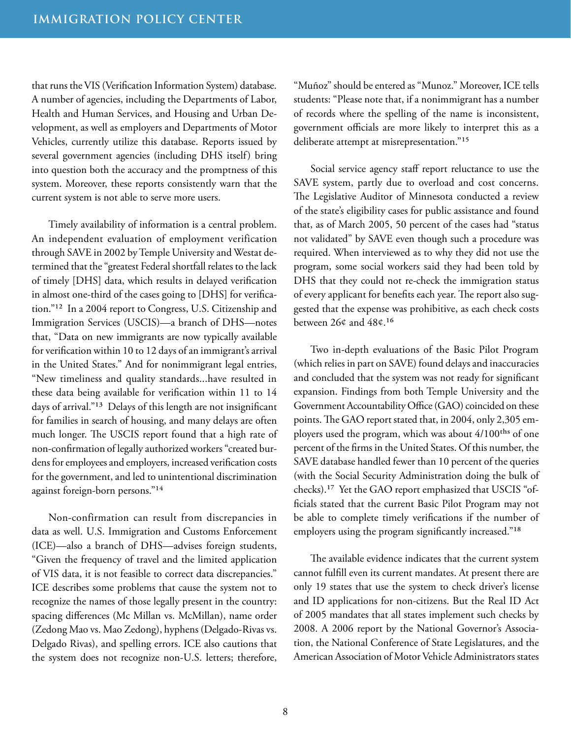that runs the VIS (Verification Information System) database. A number of agencies, including the Departments of Labor, Health and Human Services, and Housing and Urban Development, as well as employers and Departments of Motor Vehicles, currently utilize this database. Reports issued by several government agencies (including DHS itself) bring into question both the accuracy and the promptness of this system. Moreover, these reports consistently warn that the current system is not able to serve more users.

Timely availability of information is a central problem. An independent evaluation of employment verification through SAVE in 2002 by Temple University and Westat determined that the "greatest Federal shortfall relates to the lack of timely [DHS] data, which results in delayed verification in almost one-third of the cases going to [DHS] for verification."[12] In a 2004 report to Congress, U.S. Citizenship and Immigration Services (USCIS)—a branch of DHS—notes that, "Data on new immigrants are now typically available for verification within 10 to 12 days of an immigrant's arrival in the United States." And for nonimmigrant legal entries, "New timeliness and quality standards...have resulted in these data being available for verification within 11 to 14 days of arrival."[13] Delays of this length are not insignificant for families in search of housing, and many delays are often much longer. The USCIS report found that a high rate of non-confirmation of legally authorized workers "created burdens for employees and employers, increased verification costs for the government, and led to unintentional discrimination against foreign-born persons."[14]

Non-confirmation can result from discrepancies in data as well. U.S. Immigration and Customs Enforcement (ICE)—also a branch of DHS—advises foreign students, "Given the frequency of travel and the limited application of VIS data, it is not feasible to correct data discrepancies." ICE describes some problems that cause the system not to recognize the names of those legally present in the country: spacing differences (Mc Millan vs. McMillan), name order (Zedong Mao vs. Mao Zedong), hyphens (Delgado-Rivas vs. Delgado Rivas), and spelling errors. ICE also cautions that the system does not recognize non-U.S. letters; therefore, "Muñoz" should be entered as "Munoz." Moreover, ICE tells students: "Please note that, if a nonimmigrant has a number of records where the spelling of the name is inconsistent, government officials are more likely to interpret this as a deliberate attempt at misrepresentation."[15]

Social service agency staff report reluctance to use the SAVE system, partly due to overload and cost concerns. The Legislative Auditor of Minnesota conducted a review of the state's eligibility cases for public assistance and found that, as of March 2005, 50 percent of the cases had "status not validated" by SAVE even though such a procedure was required. When interviewed as to why they did not use the program, some social workers said they had been told by DHS that they could not re-check the immigration status of every applicant for benefits each year. The report also suggested that the expense was prohibitive, as each check costs between 26¢ and 48¢.[16]

Two in-depth evaluations of the Basic Pilot Program (which relies in part on SAVE) found delays and inaccuracies and concluded that the system was not ready for significant expansion. Findings from both Temple University and the Government Accountability Office (GAO) coincided on these points. The GAO report stated that, in 2004, only 2,305 employers used the program, which was about 4/100ths of one percent of the firms in the United States. Of this number, the SAVE database handled fewer than 10 percent of the queries (with the Social Security Administration doing the bulk of checks).[17] Yet the GAO report emphasized that USCIS "officials stated that the current Basic Pilot Program may not be able to complete timely verifications if the number of employers using the program significantly increased."[18]

The available evidence indicates that the current system cannot fulfill even its current mandates. At present there are only 19 states that use the system to check driver's license and ID applications for non-citizens. But the Real ID Act of 2005 mandates that all states implement such checks by 2008. A 2006 report by the National Governor's Association, the National Conference of State Legislatures, and the American Association of Motor Vehicle Administrators states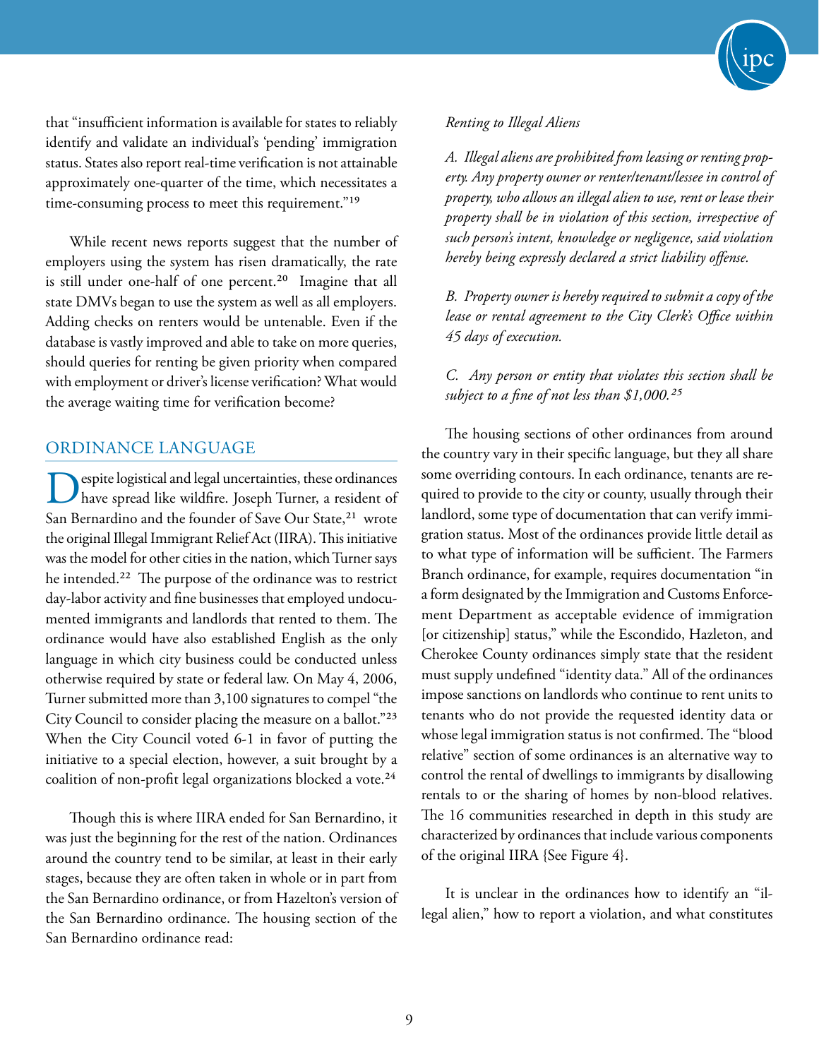that "insufficient information is available for states to reliably identify and validate an individual's 'pending' immigration status. States also report real-time verification is not attainable approximately one-quarter of the time, which necessitates a time-consuming process to meet this requirement."[19]

While recent news reports suggest that the number of employers using the system has risen dramatically, the rate is still under one-half of one percent.[20] Imagine that all state DMVs began to use the system as well as all employers. Adding checks on renters would be untenable. Even if the database is vastly improved and able to take on more queries, should queries for renting be given priority when compared with employment or driver's license verification? What would the average waiting time for verification become?

## ORDINANCE LANGUAGE

Despite logistical and legal uncertainties, these ordinances have spread like wildfire. Joseph Turner, a resident of San Bernardino and the founder of Save Our State,[21] wrote the original Illegal Immigrant Relief Act (IIRA). This initiative was the model for other cities in the nation, which Turner says he intended.[22] The purpose of the ordinance was to restrict day-labor activity and fine businesses that employed undocumented immigrants and landlords that rented to them. The ordinance would have also established English as the only language in which city business could be conducted unless otherwise required by state or federal law. On May 4, 2006, Turner submitted more than 3,100 signatures to compel "the City Council to consider placing the measure on a ballot."[23] When the City Council voted 6-1 in favor of putting the initiative to a special election, however, a suit brought by a coalition of non-profit legal organizations blocked a vote.[24]

Though this is where IIRA ended for San Bernardino, it was just the beginning for the rest of the nation. Ordinances around the country tend to be similar, at least in their early stages, because they are often taken in whole or in part from the San Bernardino ordinance, or from Hazelton's version of the San Bernardino ordinance. The housing section of the San Bernardino ordinance read:

*Renting to Illegal Aliens*

*A. Illegal aliens are prohibited from leasing or renting property. Any property owner or renter/tenant/lessee in control of property, who allows an illegal alien to use, rent or lease their property shall be in violation of this section, irrespective of such person's intent, knowledge or negligence, said violation hereby being expressly declared a strict liability offense.*

*B. Property owner is hereby required to submit a copy of the lease or rental agreement to the City Clerk's Office within 45 days of execution.*

*C. Any person or entity that violates this section shall be subject to a fine of not less than $1,000.*[25]

The housing sections of other ordinances from around the country vary in their specific language, but they all share some overriding contours. In each ordinance, tenants are required to provide to the city or county, usually through their landlord, some type of documentation that can verify immigration status. Most of the ordinances provide little detail as to what type of information will be sufficient. The Farmers Branch ordinance, for example, requires documentation "in a form designated by the Immigration and Customs Enforcement Department as acceptable evidence of immigration [or citizenship] status," while the Escondido, Hazleton, and Cherokee County ordinances simply state that the resident must supply undefined "identity data." All of the ordinances impose sanctions on landlords who continue to rent units to tenants who do not provide the requested identity data or whose legal immigration status is not confirmed. The "blood relative" section of some ordinances is an alternative way to control the rental of dwellings to immigrants by disallowing rentals to or the sharing of homes by non-blood relatives. The 16 communities researched in depth in this study are characterized by ordinances that include various components of the original IIRA {See Figure 4}.

It is unclear in the ordinances how to identify an "illegal alien," how to report a violation, and what constitutes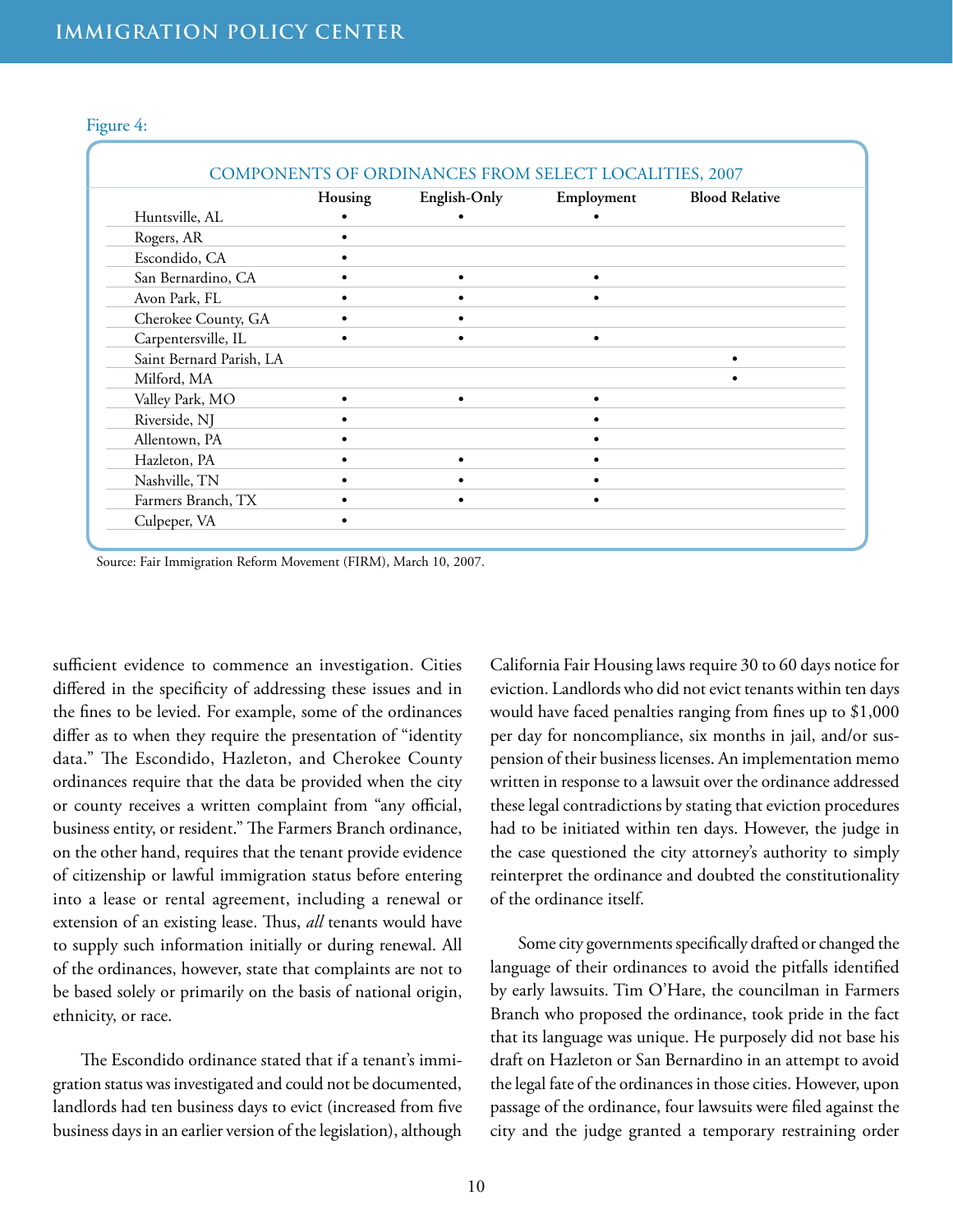Figure 4:

COMPONENTS OF ORDINANCES FROM SELECT LOCALITIES, 2007

| | Housing | English-Only | Employment | Blood Relative |
|---|---|---|---|---|
| Huntsville, AL | • | • | • | |
| Rogers, AR | • | | | |
| Escondido, CA | • | | | |
| San Bernardino, CA | • | • | • | |
| Avon Park, FL | • | • | • | |
| Cherokee County, GA | • | • | | |
| Carpentersville, IL | • | • | • | |
| Saint Bernard Parish, LA | | | | • |
| Milford, MA | | | | • |
| Valley Park, MO | • | • | • | |
| Riverside, NJ | • | | • | |
| Allentown, PA | • | | • | |
| Hazleton, PA | • | • | • | |
| Nashville, TN | • | • | • | |
| Farmers Branch, TX | • | • | • | |
| Culpeper, VA | • | | | |

Source: Fair Immigration Reform Movement (FIRM), March 10, 2007.

sufficient evidence to commence an investigation. Cities differed in the specificity of addressing these issues and in the fines to be levied. For example, some of the ordinances differ as to when they require the presentation of "identity data." The Escondido, Hazleton, and Cherokee County ordinances require that the data be provided when the city or county receives a written complaint from "any official, business entity, or resident." The Farmers Branch ordinance, on the other hand, requires that the tenant provide evidence of citizenship or lawful immigration status before entering into a lease or rental agreement, including a renewal or extension of an existing lease. Thus, *all* tenants would have to supply such information initially or during renewal. All of the ordinances, however, state that complaints are not to be based solely or primarily on the basis of national origin, ethnicity, or race.

The Escondido ordinance stated that if a tenant's immigration status was investigated and could not be documented, landlords had ten business days to evict (increased from five business days in an earlier version of the legislation), although California Fair Housing laws require 30 to 60 days notice for eviction. Landlords who did not evict tenants within ten days would have faced penalties ranging from fines up to $1,000 per day for noncompliance, six months in jail, and/or suspension of their business licenses. An implementation memo written in response to a lawsuit over the ordinance addressed these legal contradictions by stating that eviction procedures had to be initiated within ten days. However, the judge in the case questioned the city attorney's authority to simply reinterpret the ordinance and doubted the constitutionality of the ordinance itself.

Some city governments specifically drafted or changed the language of their ordinances to avoid the pitfalls identified by early lawsuits. Tim O'Hare, the councilman in Farmers Branch who proposed the ordinance, took pride in the fact that its language was unique. He purposely did not base his draft on Hazleton or San Bernardino in an attempt to avoid the legal fate of the ordinances in those cities. However, upon passage of the ordinance, four lawsuits were filed against the city and the judge granted a temporary restraining order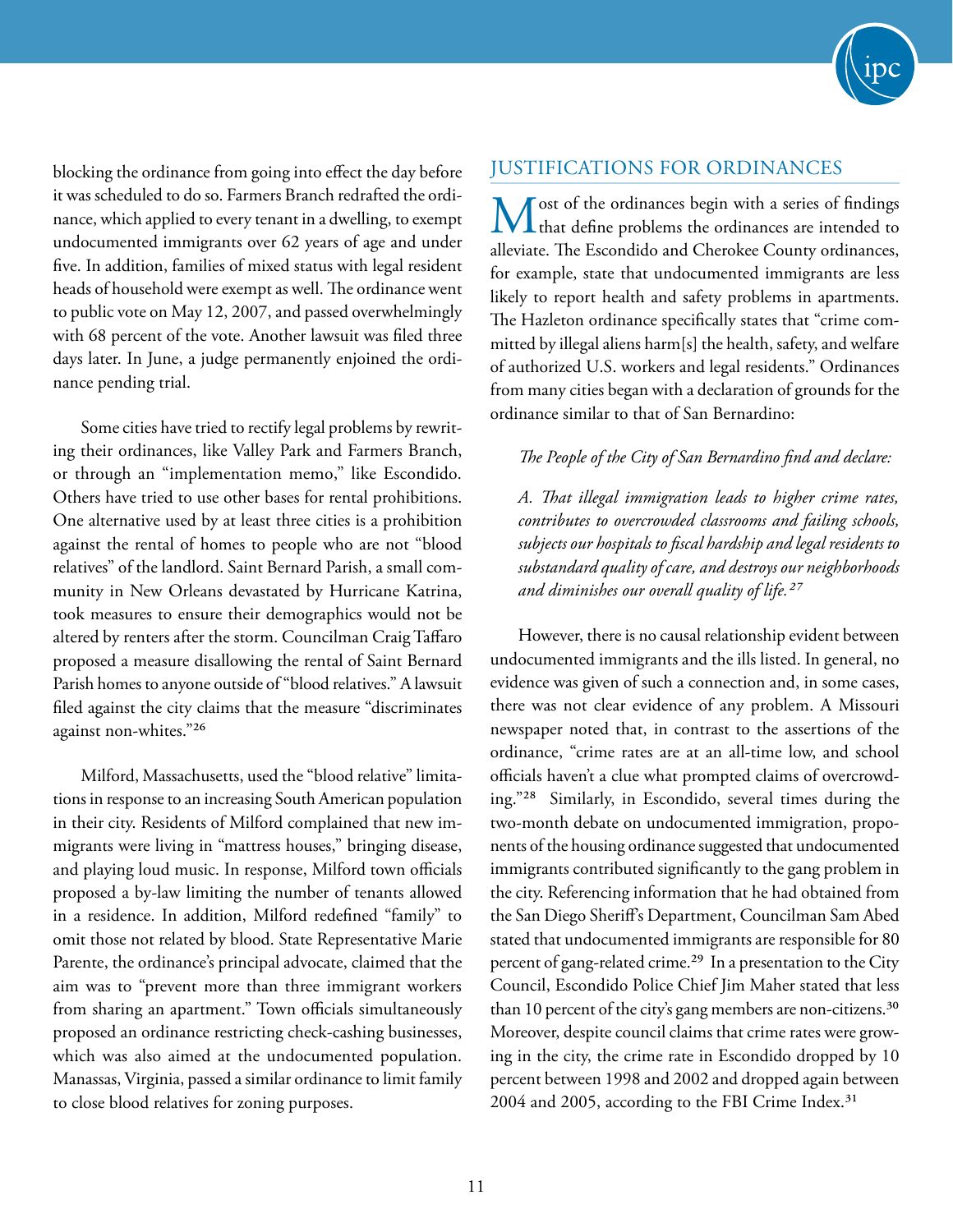blocking the ordinance from going into effect the day before it was scheduled to do so. Farmers Branch redrafted the ordinance, which applied to every tenant in a dwelling, to exempt undocumented immigrants over 62 years of age and under five. In addition, families of mixed status with legal resident heads of household were exempt as well. The ordinance went to public vote on May 12, 2007, and passed overwhelmingly with 68 percent of the vote. Another lawsuit was filed three days later. In June, a judge permanently enjoined the ordinance pending trial.

Some cities have tried to rectify legal problems by rewriting their ordinances, like Valley Park and Farmers Branch, or through an "implementation memo," like Escondido. Others have tried to use other bases for rental prohibitions. One alternative used by at least three cities is a prohibition against the rental of homes to people who are not "blood relatives" of the landlord. Saint Bernard Parish, a small community in New Orleans devastated by Hurricane Katrina, took measures to ensure their demographics would not be altered by renters after the storm. Councilman Craig Taffaro proposed a measure disallowing the rental of Saint Bernard Parish homes to anyone outside of "blood relatives." A lawsuit filed against the city claims that the measure "discriminates against non-whites."[26]

Milford, Massachusetts, used the "blood relative" limitations in response to an increasing South American population in their city. Residents of Milford complained that new immigrants were living in "mattress houses," bringing disease, and playing loud music. In response, Milford town officials proposed a by-law limiting the number of tenants allowed in a residence. In addition, Milford redefined "family" to omit those not related by blood. State Representative Marie Parente, the ordinance's principal advocate, claimed that the aim was to "prevent more than three immigrant workers from sharing an apartment." Town officials simultaneously proposed an ordinance restricting check-cashing businesses, which was also aimed at the undocumented population. Manassas, Virginia, passed a similar ordinance to limit family to close blood relatives for zoning purposes.

## JUSTIFICATIONS FOR ORDINANCES

Most of the ordinances begin with a series of findings that define problems the ordinances are intended to alleviate. The Escondido and Cherokee County ordinances, for example, state that undocumented immigrants are less likely to report health and safety problems in apartments. The Hazleton ordinance specifically states that "crime committed by illegal aliens harm[s] the health, safety, and welfare of authorized U.S. workers and legal residents." Ordinances from many cities began with a declaration of grounds for the ordinance similar to that of San Bernardino:

> *The People of the City of San Bernardino find and declare:*
>
> *A. That illegal immigration leads to higher crime rates, contributes to overcrowded classrooms and failing schools, subjects our hospitals to fiscal hardship and legal residents to substandard quality of care, and destroys our neighborhoods and diminishes our overall quality of life.*[27]

However, there is no causal relationship evident between undocumented immigrants and the ills listed. In general, no evidence was given of such a connection and, in some cases, there was not clear evidence of any problem. A Missouri newspaper noted that, in contrast to the assertions of the ordinance, "crime rates are at an all-time low, and school officials haven't a clue what prompted claims of overcrowding."[28] Similarly, in Escondido, several times during the two-month debate on undocumented immigration, proponents of the housing ordinance suggested that undocumented immigrants contributed significantly to the gang problem in the city. Referencing information that he had obtained from the San Diego Sheriff's Department, Councilman Sam Abed stated that undocumented immigrants are responsible for 80 percent of gang-related crime.[29] In a presentation to the City Council, Escondido Police Chief Jim Maher stated that less than 10 percent of the city's gang members are non-citizens.[30] Moreover, despite council claims that crime rates were growing in the city, the crime rate in Escondido dropped by 10 percent between 1998 and 2002 and dropped again between 2004 and 2005, according to the FBI Crime Index.[31]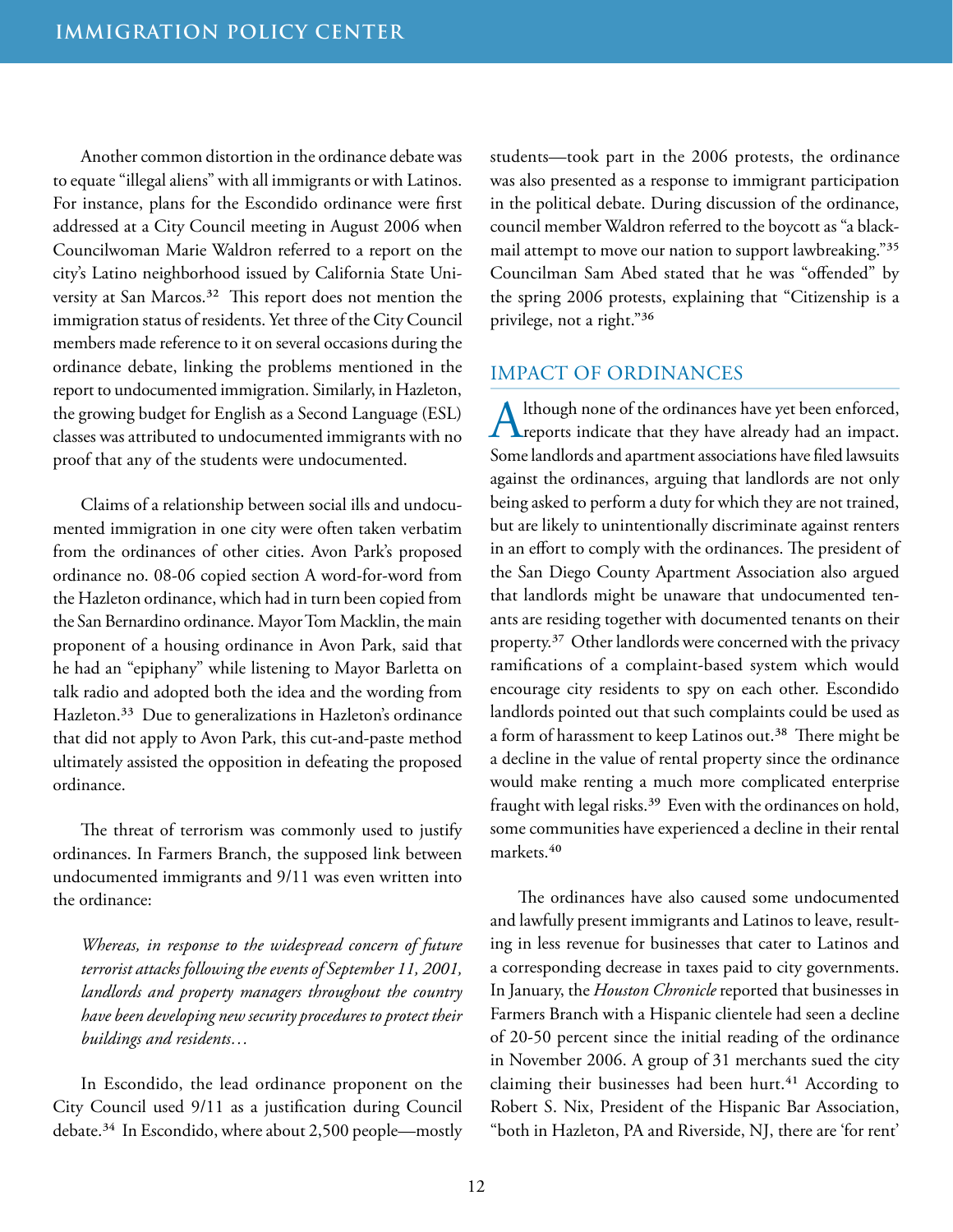Another common distortion in the ordinance debate was to equate "illegal aliens" with all immigrants or with Latinos. For instance, plans for the Escondido ordinance were first addressed at a City Council meeting in August 2006 when Councilwoman Marie Waldron referred to a report on the city's Latino neighborhood issued by California State University at San Marcos.[32] This report does not mention the immigration status of residents. Yet three of the City Council members made reference to it on several occasions during the ordinance debate, linking the problems mentioned in the report to undocumented immigration. Similarly, in Hazleton, the growing budget for English as a Second Language (ESL) classes was attributed to undocumented immigrants with no proof that any of the students were undocumented.

Claims of a relationship between social ills and undocumented immigration in one city were often taken verbatim from the ordinances of other cities. Avon Park's proposed ordinance no. 08-06 copied section A word-for-word from the Hazleton ordinance, which had in turn been copied from the San Bernardino ordinance. Mayor Tom Macklin, the main proponent of a housing ordinance in Avon Park, said that he had an "epiphany" while listening to Mayor Barletta on talk radio and adopted both the idea and the wording from Hazleton.[33] Due to generalizations in Hazleton's ordinance that did not apply to Avon Park, this cut-and-paste method ultimately assisted the opposition in defeating the proposed ordinance.

The threat of terrorism was commonly used to justify ordinances. In Farmers Branch, the supposed link between undocumented immigrants and 9/11 was even written into the ordinance:

> *Whereas, in response to the widespread concern of future terrorist attacks following the events of September 11, 2001, landlords and property managers throughout the country have been developing new security procedures to protect their buildings and residents…*

In Escondido, the lead ordinance proponent on the City Council used 9/11 as a justification during Council debate.[34] In Escondido, where about 2,500 people—mostly students—took part in the 2006 protests, the ordinance was also presented as a response to immigrant participation in the political debate. During discussion of the ordinance, council member Waldron referred to the boycott as "a blackmail attempt to move our nation to support lawbreaking."[35] Councilman Sam Abed stated that he was "offended" by the spring 2006 protests, explaining that "Citizenship is a privilege, not a right."[36]

## IMPACT OF ORDINANCES

Although none of the ordinances have yet been enforced, reports indicate that they have already had an impact. Some landlords and apartment associations have filed lawsuits against the ordinances, arguing that landlords are not only being asked to perform a duty for which they are not trained, but are likely to unintentionally discriminate against renters in an effort to comply with the ordinances. The president of the San Diego County Apartment Association also argued that landlords might be unaware that undocumented tenants are residing together with documented tenants on their property.[37] Other landlords were concerned with the privacy ramifications of a complaint-based system which would encourage city residents to spy on each other. Escondido landlords pointed out that such complaints could be used as a form of harassment to keep Latinos out.[38] There might be a decline in the value of rental property since the ordinance would make renting a much more complicated enterprise fraught with legal risks.[39] Even with the ordinances on hold, some communities have experienced a decline in their rental markets.[40]

The ordinances have also caused some undocumented and lawfully present immigrants and Latinos to leave, resulting in less revenue for businesses that cater to Latinos and a corresponding decrease in taxes paid to city governments. In January, the *Houston Chronicle* reported that businesses in Farmers Branch with a Hispanic clientele had seen a decline of 20-50 percent since the initial reading of the ordinance in November 2006. A group of 31 merchants sued the city claiming their businesses had been hurt.[41] According to Robert S. Nix, President of the Hispanic Bar Association, "both in Hazleton, PA and Riverside, NJ, there are 'for rent'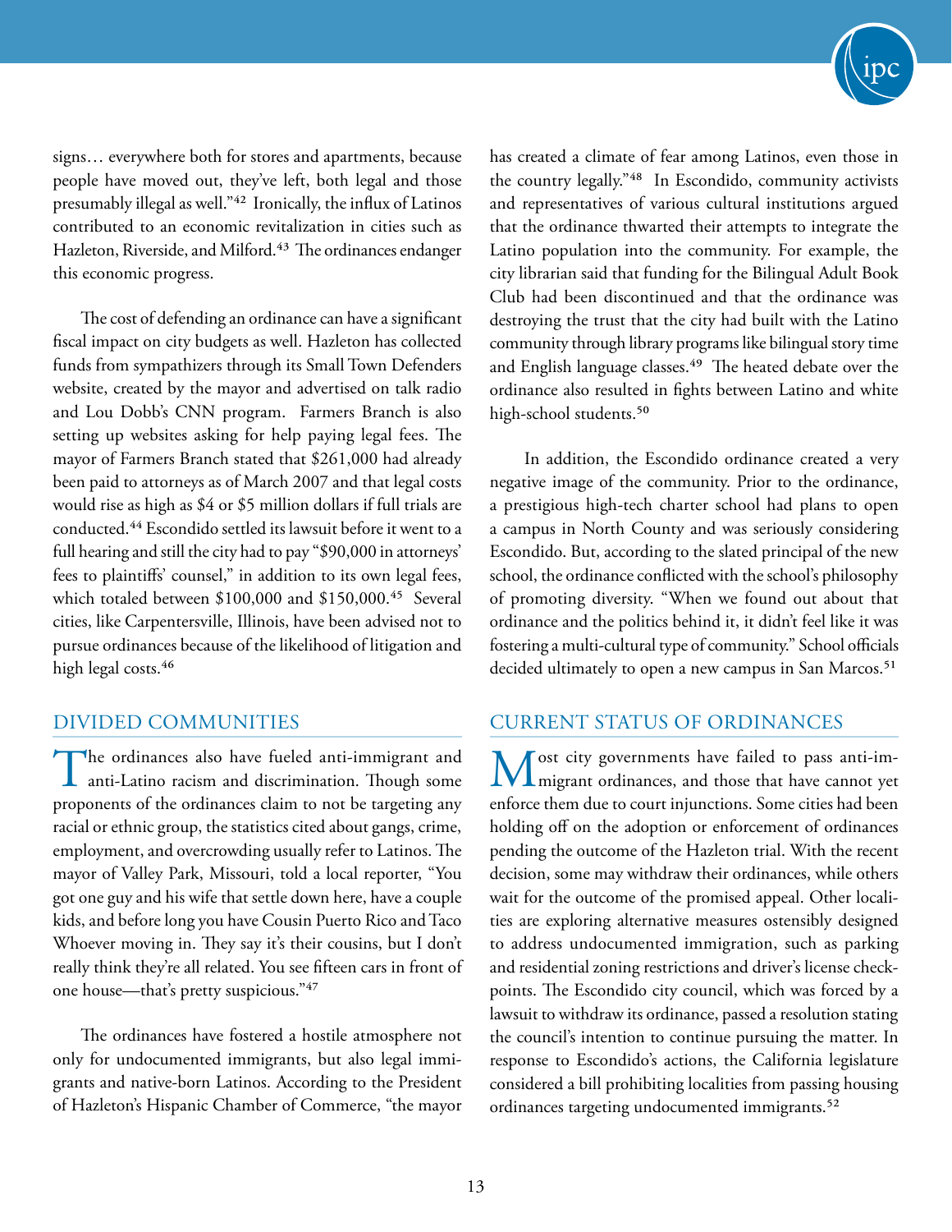signs… everywhere both for stores and apartments, because people have moved out, they've left, both legal and those presumably illegal as well."[42] Ironically, the influx of Latinos contributed to an economic revitalization in cities such as Hazleton, Riverside, and Milford.[43] The ordinances endanger this economic progress.

The cost of defending an ordinance can have a significant fiscal impact on city budgets as well. Hazleton has collected funds from sympathizers through its Small Town Defenders website, created by the mayor and advertised on talk radio and Lou Dobb's CNN program. Farmers Branch is also setting up websites asking for help paying legal fees. The mayor of Farmers Branch stated that $261,000 had already been paid to attorneys as of March 2007 and that legal costs would rise as high as $4 or $5 million dollars if full trials are conducted.[44] Escondido settled its lawsuit before it went to a full hearing and still the city had to pay "$90,000 in attorneys' fees to plaintiffs' counsel," in addition to its own legal fees, which totaled between $100,000 and $150,000.[45] Several cities, like Carpentersville, Illinois, have been advised not to pursue ordinances because of the likelihood of litigation and high legal costs.[46]

## DIVIDED COMMUNITIES

The ordinances also have fueled anti-immigrant and anti-Latino racism and discrimination. Though some proponents of the ordinances claim to not be targeting any racial or ethnic group, the statistics cited about gangs, crime, employment, and overcrowding usually refer to Latinos. The mayor of Valley Park, Missouri, told a local reporter, "You got one guy and his wife that settle down here, have a couple kids, and before long you have Cousin Puerto Rico and Taco Whoever moving in. They say it's their cousins, but I don't really think they're all related. You see fifteen cars in front of one house—that's pretty suspicious."[47]

The ordinances have fostered a hostile atmosphere not only for undocumented immigrants, but also legal immigrants and native-born Latinos. According to the President of Hazleton's Hispanic Chamber of Commerce, "the mayor has created a climate of fear among Latinos, even those in the country legally."[48] In Escondido, community activists and representatives of various cultural institutions argued that the ordinance thwarted their attempts to integrate the Latino population into the community. For example, the city librarian said that funding for the Bilingual Adult Book Club had been discontinued and that the ordinance was destroying the trust that the city had built with the Latino community through library programs like bilingual story time and English language classes.[49] The heated debate over the ordinance also resulted in fights between Latino and white high-school students.[50]

In addition, the Escondido ordinance created a very negative image of the community. Prior to the ordinance, a prestigious high-tech charter school had plans to open a campus in North County and was seriously considering Escondido. But, according to the slated principal of the new school, the ordinance conflicted with the school's philosophy of promoting diversity. "When we found out about that ordinance and the politics behind it, it didn't feel like it was fostering a multi-cultural type of community." School officials decided ultimately to open a new campus in San Marcos.[51]

## CURRENT STATUS OF ORDINANCES

Most city governments have failed to pass anti-immigrant ordinances, and those that have cannot yet enforce them due to court injunctions. Some cities had been holding off on the adoption or enforcement of ordinances pending the outcome of the Hazleton trial. With the recent decision, some may withdraw their ordinances, while others wait for the outcome of the promised appeal. Other localities are exploring alternative measures ostensibly designed to address undocumented immigration, such as parking and residential zoning restrictions and driver's license checkpoints. The Escondido city council, which was forced by a lawsuit to withdraw its ordinance, passed a resolution stating the council's intention to continue pursuing the matter. In response to Escondido's actions, the California legislature considered a bill prohibiting localities from passing housing ordinances targeting undocumented immigrants.[52]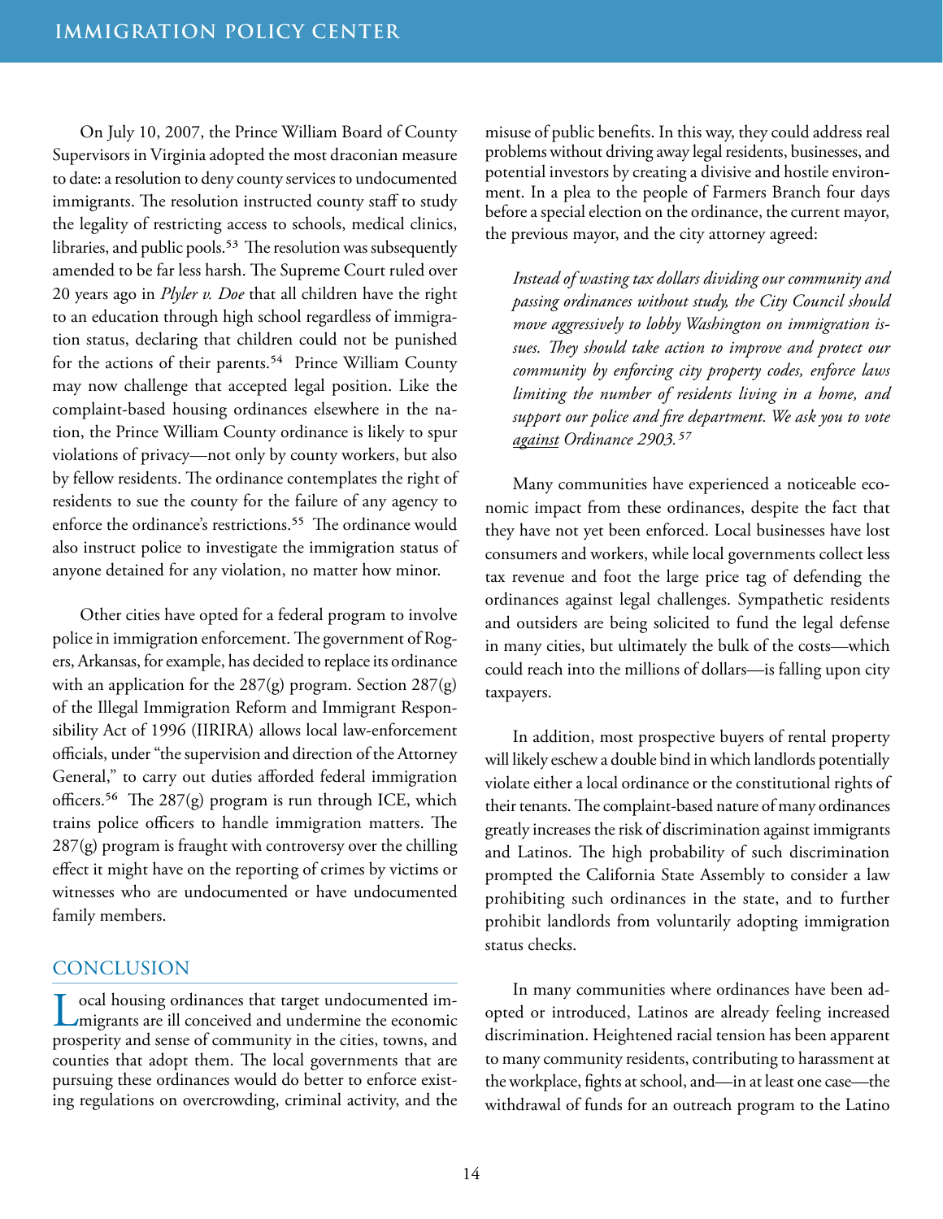On July 10, 2007, the Prince William Board of County Supervisors in Virginia adopted the most draconian measure to date: a resolution to deny county services to undocumented immigrants. The resolution instructed county staff to study the legality of restricting access to schools, medical clinics, libraries, and public pools.[53] The resolution was subsequently amended to be far less harsh. The Supreme Court ruled over 20 years ago in *Plyler v. Doe* that all children have the right to an education through high school regardless of immigration status, declaring that children could not be punished for the actions of their parents.[54] Prince William County may now challenge that accepted legal position. Like the complaint-based housing ordinances elsewhere in the nation, the Prince William County ordinance is likely to spur violations of privacy—not only by county workers, but also by fellow residents. The ordinance contemplates the right of residents to sue the county for the failure of any agency to enforce the ordinance's restrictions.[55] The ordinance would also instruct police to investigate the immigration status of anyone detained for any violation, no matter how minor.

Other cities have opted for a federal program to involve police in immigration enforcement. The government of Rogers, Arkansas, for example, has decided to replace its ordinance with an application for the 287(g) program. Section 287(g) of the Illegal Immigration Reform and Immigrant Responsibility Act of 1996 (IIRIRA) allows local law-enforcement officials, under "the supervision and direction of the Attorney General," to carry out duties afforded federal immigration officers.[56] The 287(g) program is run through ICE, which trains police officers to handle immigration matters. The 287(g) program is fraught with controversy over the chilling effect it might have on the reporting of crimes by victims or witnesses who are undocumented or have undocumented family members.

## CONCLUSION

Local housing ordinances that target undocumented immigrants are ill conceived and undermine the economic prosperity and sense of community in the cities, towns, and counties that adopt them. The local governments that are pursuing these ordinances would do better to enforce existing regulations on overcrowding, criminal activity, and the misuse of public benefits. In this way, they could address real problems without driving away legal residents, businesses, and potential investors by creating a divisive and hostile environment. In a plea to the people of Farmers Branch four days before a special election on the ordinance, the current mayor, the previous mayor, and the city attorney agreed:

> *Instead of wasting tax dollars dividing our community and passing ordinances without study, the City Council should move aggressively to lobby Washington on immigration issues. They should take action to improve and protect our community by enforcing city property codes, enforce laws limiting the number of residents living in a home, and support our police and fire department. We ask you to vote <u>against</u> Ordinance 2903.*[57]

Many communities have experienced a noticeable economic impact from these ordinances, despite the fact that they have not yet been enforced. Local businesses have lost consumers and workers, while local governments collect less tax revenue and foot the large price tag of defending the ordinances against legal challenges. Sympathetic residents and outsiders are being solicited to fund the legal defense in many cities, but ultimately the bulk of the costs—which could reach into the millions of dollars—is falling upon city taxpayers.

In addition, most prospective buyers of rental property will likely eschew a double bind in which landlords potentially violate either a local ordinance or the constitutional rights of their tenants. The complaint-based nature of many ordinances greatly increases the risk of discrimination against immigrants and Latinos. The high probability of such discrimination prompted the California State Assembly to consider a law prohibiting such ordinances in the state, and to further prohibit landlords from voluntarily adopting immigration status checks.

In many communities where ordinances have been adopted or introduced, Latinos are already feeling increased discrimination. Heightened racial tension has been apparent to many community residents, contributing to harassment at the workplace, fights at school, and—in at least one case—the withdrawal of funds for an outreach program to the Latino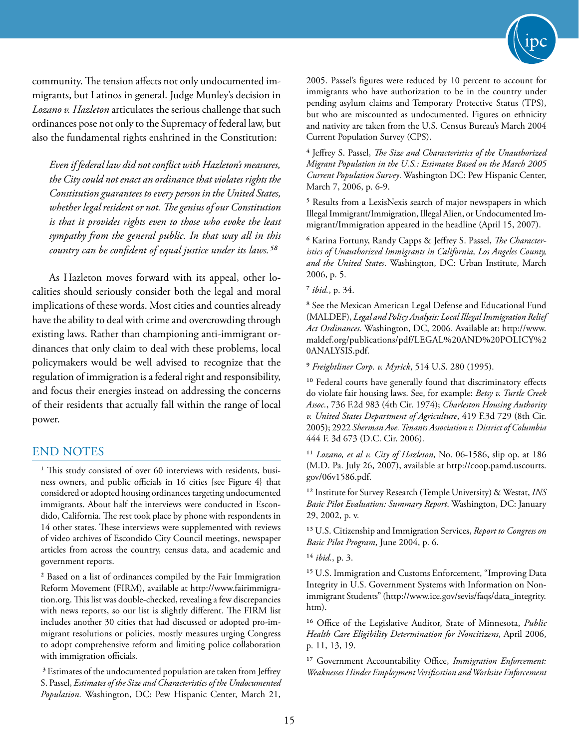community. The tension affects not only undocumented immigrants, but Latinos in general. Judge Munley's decision in *Lozano v. Hazleton* articulates the serious challenge that such ordinances pose not only to the Supremacy of federal law, but also the fundamental rights enshrined in the Constitution:

> *Even if federal law did not conflict with Hazleton's measures, the City could not enact an ordinance that violates rights the Constitution guarantees to every person in the United States, whether legal resident or not. The genius of our Constitution is that it provides rights even to those who evoke the least sympathy from the general public. In that way all in this country can be confident of equal justice under its laws.*[58]

As Hazleton moves forward with its appeal, other localities should seriously consider both the legal and moral implications of these words. Most cities and counties already have the ability to deal with crime and overcrowding through existing laws. Rather than championing anti-immigrant ordinances that only claim to deal with these problems, local policymakers would be well advised to recognize that the regulation of immigration is a federal right and responsibility, and focus their energies instead on addressing the concerns of their residents that actually fall within the range of local power.

## END NOTES

[1] This study consisted of over 60 interviews with residents, business owners, and public officials in 16 cities {see Figure 4} that considered or adopted housing ordinances targeting undocumented immigrants. About half the interviews were conducted in Escondido, California. The rest took place by phone with respondents in 14 other states. These interviews were supplemented with reviews of video archives of Escondido City Council meetings, newspaper articles from across the country, census data, and academic and government reports.

[2] Based on a list of ordinances compiled by the Fair Immigration Reform Movement (FIRM), available at http://www.fairimmigration.org. This list was double-checked, revealing a few discrepancies with news reports, so our list is slightly different. The FIRM list includes another 30 cities that had discussed or adopted pro-immigrant resolutions or policies, mostly measures urging Congress to adopt comprehensive reform and limiting police collaboration with immigration officials.

[3] Estimates of the undocumented population are taken from Jeffrey S. Passel, *Estimates of the Size and Characteristics of the Undocumented Population*. Washington, DC: Pew Hispanic Center, March 21, 2005. Passel's figures were reduced by 10 percent to account for immigrants who have authorization to be in the country under pending asylum claims and Temporary Protective Status (TPS), but who are miscounted as undocumented. Figures on ethnicity and nativity are taken from the U.S. Census Bureau's March 2004 Current Population Survey (CPS).

[4] Jeffrey S. Passel, *The Size and Characteristics of the Unauthorized Migrant Population in the U.S.: Estimates Based on the March 2005 Current Population Survey*. Washington DC: Pew Hispanic Center, March 7, 2006, p. 6-9.

[5] Results from a LexisNexis search of major newspapers in which Illegal Immigrant/Immigration, Illegal Alien, or Undocumented Immigrant/Immigration appeared in the headline (April 15, 2007).

[6] Karina Fortuny, Randy Capps & Jeffrey S. Passel, *The Characteristics of Unauthorized Immigrants in California, Los Angeles County, and the United States*. Washington, DC: Urban Institute, March 2006, p. 5.

[7] *ibid.*, p. 34.

[8] See the Mexican American Legal Defense and Educational Fund (MALDEF), *Legal and Policy Analysis: Local Illegal Immigration Relief Act Ordinances*. Washington, DC, 2006. Available at: http://www.maldef.org/publications/pdf/LEGAL%20AND%20POLICY%20ANALYSIS.pdf.

[9] *Freightliner Corp. v. Myrick*, 514 U.S. 280 (1995).

[10] Federal courts have generally found that discriminatory effects do violate fair housing laws. See, for example: *Betsy v. Turtle Creek Assoc.*, 736 F.2d 983 (4th Cir. 1974); *Charleston Housing Authority v. United States Department of Agriculture*, 419 F.3d 729 (8th Cir. 2005); 2922 *Sherman Ave. Tenants Association v. District of Columbia* 444 F. 3d 673 (D.C. Cir. 2006).

[11] *Lozano, et al v. City of Hazleton*, No. 06-1586, slip op. at 186 (M.D. Pa. July 26, 2007), available at http://coop.pamd.uscourts.gov/06v1586.pdf.

[12] Institute for Survey Research (Temple University) & Westat, *INS Basic Pilot Evaluation: Summary Report*. Washington, DC: January 29, 2002, p. v.

[13] U.S. Citizenship and Immigration Services, *Report to Congress on Basic Pilot Program*, June 2004, p. 6.

[14] *ibid.*, p. 3.

[15] U.S. Immigration and Customs Enforcement, "Improving Data Integrity in U.S. Government Systems with Information on Nonimmigrant Students" (http://www.ice.gov/sevis/faqs/data_integrity.htm).

[16] Office of the Legislative Auditor, State of Minnesota, *Public Health Care Eligibility Determination for Noncitizens*, April 2006, p. 11, 13, 19.

[17] Government Accountability Office, *Immigration Enforcement: Weaknesses Hinder Employment Verification and Worksite Enforcement*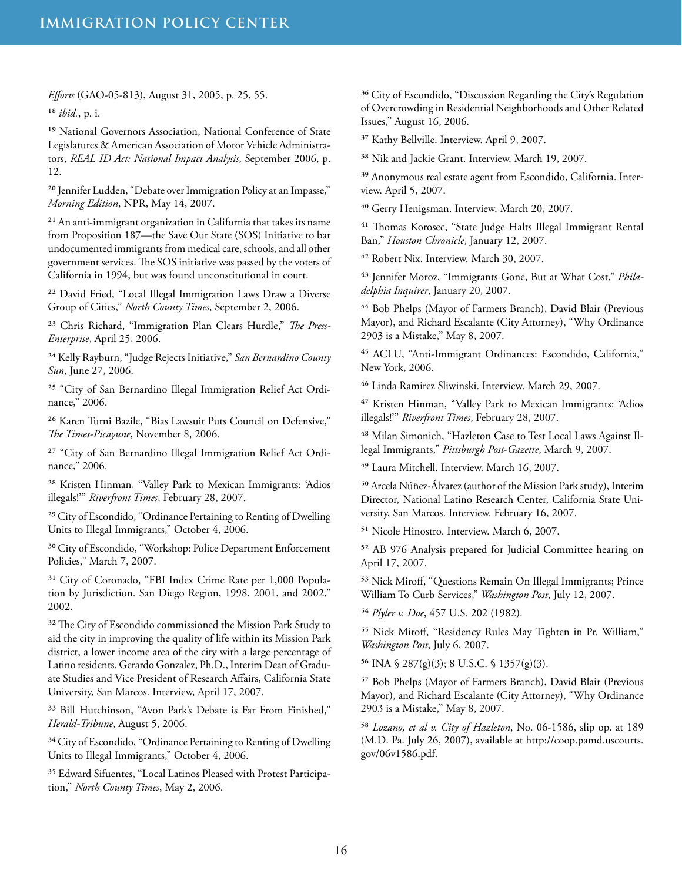*Efforts* (GAO-05-813), August 31, 2005, p. 25, 55.

[18] *ibid.*, p. i.

[19] National Governors Association, National Conference of State Legislatures & American Association of Motor Vehicle Administrators, *REAL ID Act: National Impact Analysis*, September 2006, p. 12.

[20] Jennifer Ludden, "Debate over Immigration Policy at an Impasse," *Morning Edition*, NPR, May 14, 2007.

[21] An anti-immigrant organization in California that takes its name from Proposition 187—the Save Our State (SOS) Initiative to bar undocumented immigrants from medical care, schools, and all other government services. The SOS initiative was passed by the voters of California in 1994, but was found unconstitutional in court.

[22] David Fried, "Local Illegal Immigration Laws Draw a Diverse Group of Cities," *North County Times*, September 2, 2006.

[23] Chris Richard, "Immigration Plan Clears Hurdle," *The Press-Enterprise*, April 25, 2006.

[24] Kelly Rayburn, "Judge Rejects Initiative," *San Bernardino County Sun*, June 27, 2006.

[25] "City of San Bernardino Illegal Immigration Relief Act Ordinance," 2006.

[26] Karen Turni Bazile, "Bias Lawsuit Puts Council on Defensive," *The Times-Picayune*, November 8, 2006.

[27] "City of San Bernardino Illegal Immigration Relief Act Ordinance," 2006.

[28] Kristen Hinman, "Valley Park to Mexican Immigrants: 'Adios illegals!'" *Riverfront Times*, February 28, 2007.

[29] City of Escondido, "Ordinance Pertaining to Renting of Dwelling Units to Illegal Immigrants," October 4, 2006.

[30] City of Escondido, "Workshop: Police Department Enforcement Policies," March 7, 2007.

[31] City of Coronado, "FBI Index Crime Rate per 1,000 Population by Jurisdiction. San Diego Region, 1998, 2001, and 2002," 2002.

[32] The City of Escondido commissioned the Mission Park Study to aid the city in improving the quality of life within its Mission Park district, a lower income area of the city with a large percentage of Latino residents. Gerardo Gonzalez, Ph.D., Interim Dean of Graduate Studies and Vice President of Research Affairs, California State University, San Marcos. Interview, April 17, 2007.

[33] Bill Hutchinson, "Avon Park's Debate is Far From Finished," *Herald-Tribune*, August 5, 2006.

[34] City of Escondido, "Ordinance Pertaining to Renting of Dwelling Units to Illegal Immigrants," October 4, 2006.

[35] Edward Sifuentes, "Local Latinos Pleased with Protest Participation," *North County Times*, May 2, 2006.

[36] City of Escondido, "Discussion Regarding the City's Regulation of Overcrowding in Residential Neighborhoods and Other Related Issues," August 16, 2006.

[37] Kathy Bellville. Interview. April 9, 2007.

[38] Nik and Jackie Grant. Interview. March 19, 2007.

[39] Anonymous real estate agent from Escondido, California. Interview. April 5, 2007.

[40] Gerry Henigsman. Interview. March 20, 2007.

[41] Thomas Korosec, "State Judge Halts Illegal Immigrant Rental Ban," *Houston Chronicle*, January 12, 2007.

[42] Robert Nix. Interview. March 30, 2007.

[43] Jennifer Moroz, "Immigrants Gone, But at What Cost," *Philadelphia Inquirer*, January 20, 2007.

[44] Bob Phelps (Mayor of Farmers Branch), David Blair (Previous Mayor), and Richard Escalante (City Attorney), "Why Ordinance 2903 is a Mistake," May 8, 2007.

[45] ACLU, "Anti-Immigrant Ordinances: Escondido, California," New York, 2006.

[46] Linda Ramirez Sliwinski. Interview. March 29, 2007.

[47] Kristen Hinman, "Valley Park to Mexican Immigrants: 'Adios illegals!'" *Riverfront Times*, February 28, 2007.

[48] Milan Simonich, "Hazleton Case to Test Local Laws Against Illegal Immigrants," *Pittsburgh Post-Gazette*, March 9, 2007.

[49] Laura Mitchell. Interview. March 16, 2007.

[50] Arcela Núñez-Álvarez (author of the Mission Park study), Interim Director, National Latino Research Center, California State University, San Marcos. Interview. February 16, 2007.

[51] Nicole Hinostro. Interview. March 6, 2007.

[52] AB 976 Analysis prepared for Judicial Committee hearing on April 17, 2007.

[53] Nick Miroff, "Questions Remain On Illegal Immigrants; Prince William To Curb Services," *Washington Post*, July 12, 2007.

[54] *Plyler v. Doe*, 457 U.S. 202 (1982).

[55] Nick Miroff, "Residency Rules May Tighten in Pr. William," *Washington Post*, July 6, 2007.

[56] INA § 287(g)(3); 8 U.S.C. § 1357(g)(3).

[57] Bob Phelps (Mayor of Farmers Branch), David Blair (Previous Mayor), and Richard Escalante (City Attorney), "Why Ordinance 2903 is a Mistake," May 8, 2007.

[58] *Lozano, et al v. City of Hazleton*, No. 06-1586, slip op. at 189 (M.D. Pa. July 26, 2007), available at http://coop.pamd.uscourts.gov/06v1586.pdf.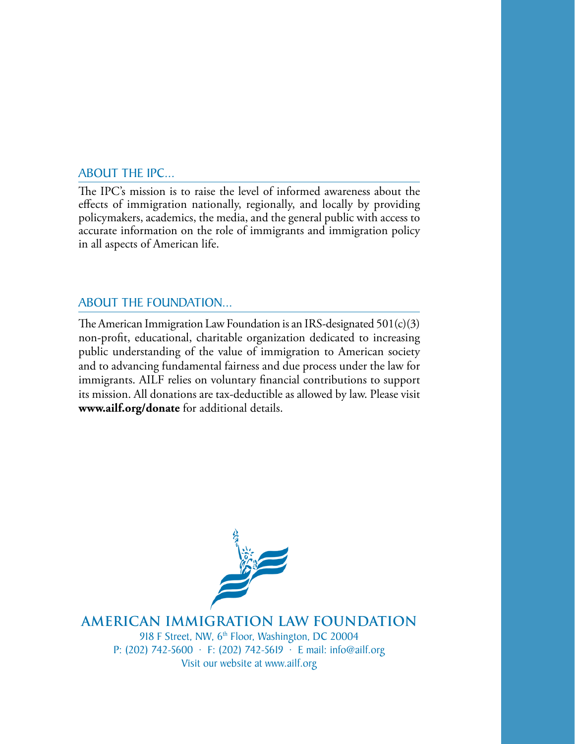## ABOUT THE IPC...

The IPC's mission is to raise the level of informed awareness about the effects of immigration nationally, regionally, and locally by providing policymakers, academics, the media, and the general public with access to accurate information on the role of immigrants and immigration policy in all aspects of American life.

## ABOUT THE FOUNDATION...

The American Immigration Law Foundation is an IRS-designated 501(c)(3) non-profit, educational, charitable organization dedicated to increasing public understanding of the value of immigration to American society and to advancing fundamental fairness and due process under the law for immigrants. AILF relies on voluntary financial contributions to support its mission. All donations are tax-deductible as allowed by law. Please visit **www.ailf.org/donate** for additional details.

**AMERICAN IMMIGRATION LAW FOUNDATION**

918 F Street, NW, 6th Floor, Washington, DC 20004

P: (202) 742-5600 · F: (202) 742-5619 · E mail: info@ailf.org

Visit our website at www.ailf.org